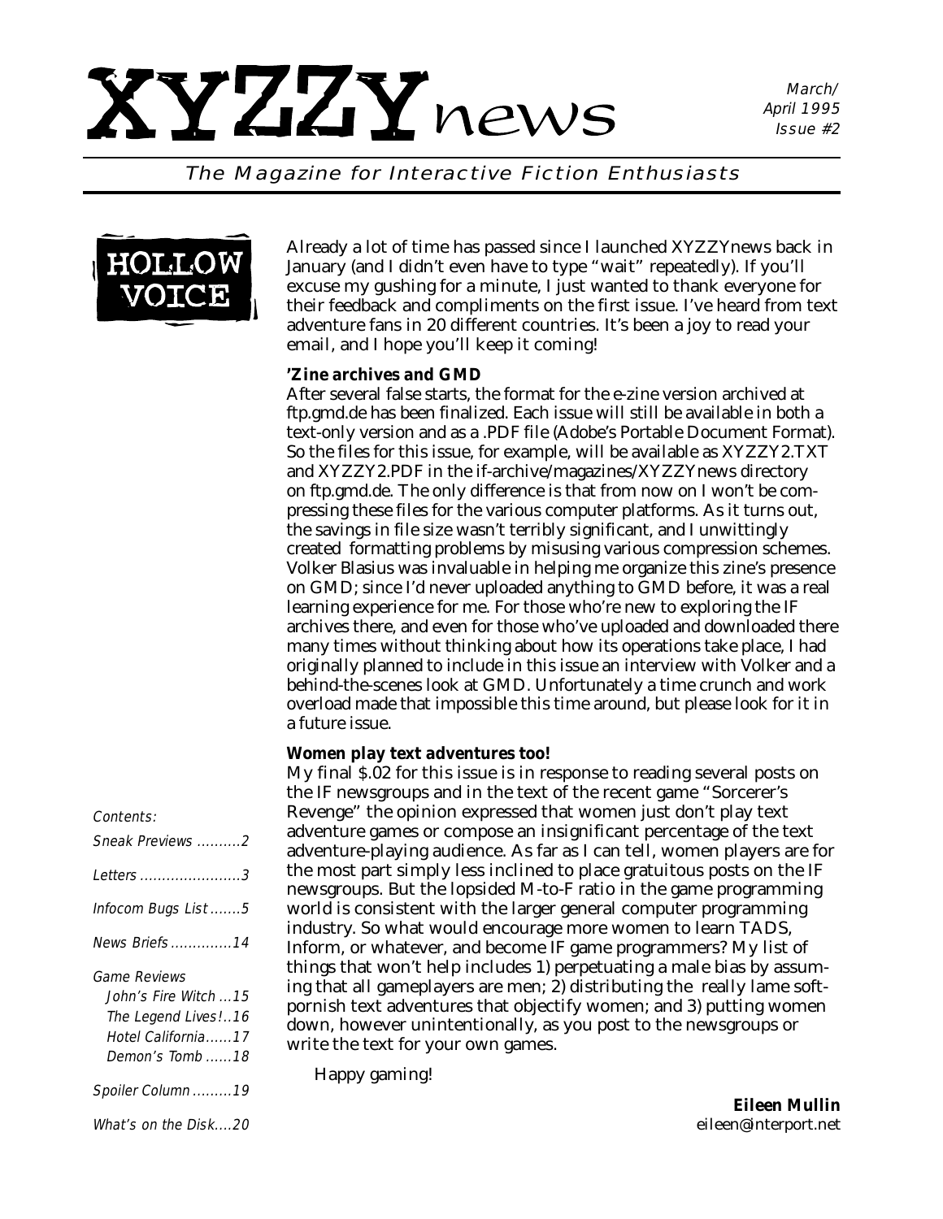# XYZZYnews

March/April 1995
Issue #2

*The Magazine for Interactive Fiction Enthusiasts*

## HOLLOW VOICE

Already a lot of time has passed since I launched XYZZYnews back in January (and I didn't even have to type "wait" repeatedly). If you'll excuse my gushing for a minute, I just wanted to thank everyone for their feedback and compliments on the first issue. I've heard from text adventure fans in 20 different countries. It's been a joy to read your email, and I hope you'll keep it coming!

**'Zine archives and GMD**

After several false starts, the format for the e-zine version archived at ftp.gmd.de has been finalized. Each issue will still be available in both a text-only version and as a .PDF file (Adobe's Portable Document Format). So the files for this issue, for example, will be available as XYZZY2.TXT and XYZZY2.PDF in the if-archive/magazines/XYZZYnews directory on ftp.gmd.de. The only difference is that from now on I won't be compressing these files for the various computer platforms. As it turns out, the savings in file size wasn't terribly significant, and I unwittingly created formatting problems by misusing various compression schemes. Volker Blasius was invaluable in helping me organize this zine's presence on GMD; since I'd never uploaded anything to GMD before, it was a real learning experience for me. For those who're new to exploring the IF archives there, and even for those who've uploaded and downloaded there many times without thinking about how its operations take place, I had originally planned to include in this issue an interview with Volker and a behind-the-scenes look at GMD. Unfortunately a time crunch and work overload made that impossible this time around, but please look for it in a future issue.

**Women play text adventures too!**

My final $.02 for this issue is in response to reading several posts on the IF newsgroups and in the text of the recent game "Sorcerer's Revenge" the opinion expressed that women just don't play text adventure games or compose an insignificant percentage of the text adventure-playing audience. As far as I can tell, women players are for the most part simply less inclined to place gratuitous posts on the IF newsgroups. But the lopsided M-to-F ratio in the game programming world is consistent with the larger general computer programming industry. So what would encourage more women to learn TADS, Inform, or whatever, and become IF game programmers? My list of things that won't help includes 1) perpetuating a male bias by assuming that all gameplayers are men; 2) distributing the really lame soft-pornish text adventures that objectify women; and 3) putting women down, however unintentionally, as you post to the newsgroups or write the text for your own games.

Happy gaming!

**Eileen Mullin**
eileen@interport.net

*Contents:*

- Sneak Previews ..........2
- Letters ......................3
- Infocom Bugs List .......5
- News Briefs .............14
- Game Reviews
  - John's Fire Witch ...15
  - The Legend Lives!..16
  - Hotel California......17
  - Demon's Tomb ......18
- Spoiler Column .........19
- What's on the Disk....20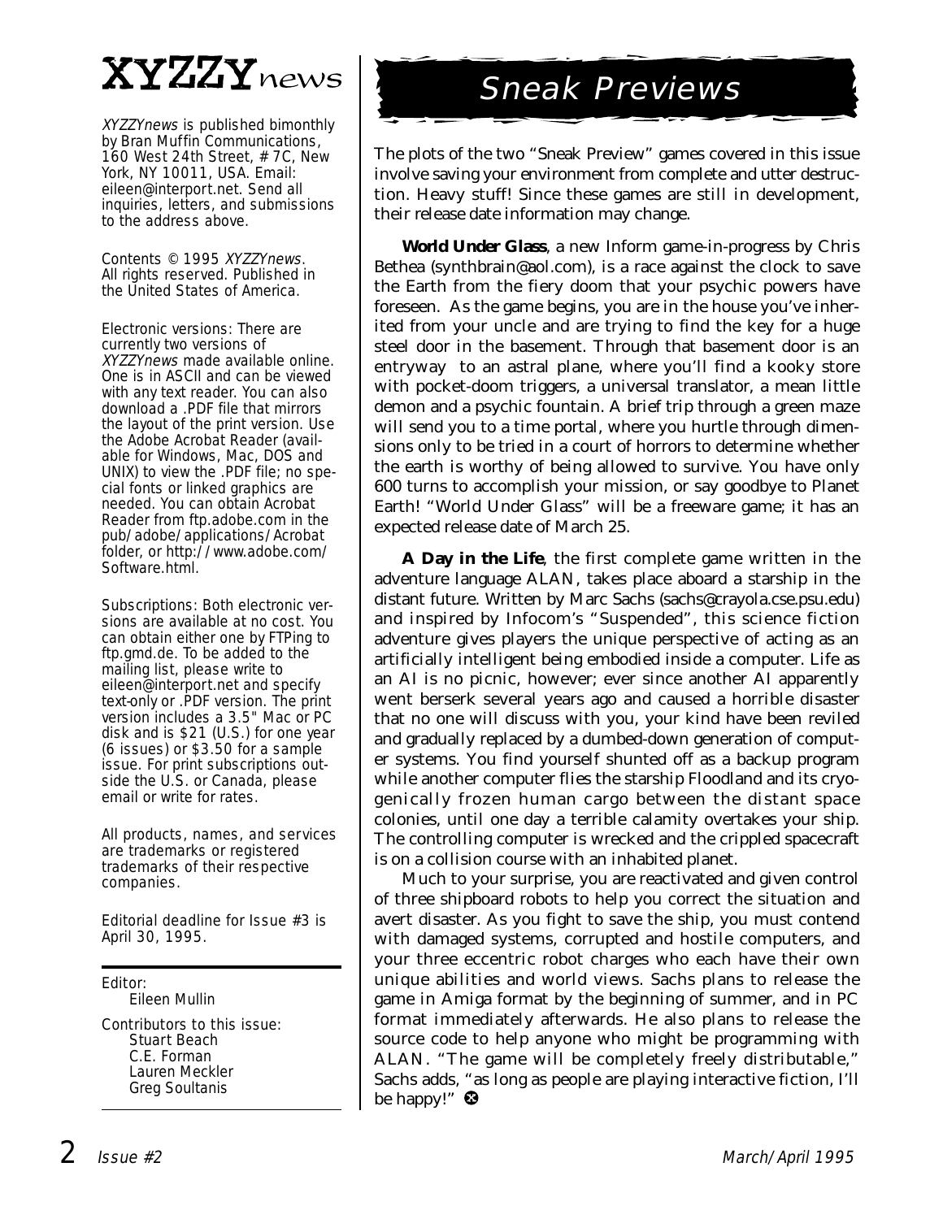# XYZZYnews

*XYZZYnews* is published bimonthly by Bran Muffin Communications, 160 West 24th Street, # 7C, New York, NY 10011, USA. Email: eileen@interport.net. Send all inquiries, letters, and submissions to the address above.

Contents © 1995 *XYZZYnews*. All rights reserved. Published in the United States of America.

Electronic versions: There are currently two versions of *XYZZYnews* made available online. One is in ASCII and can be viewed with any text reader. You can also download a .PDF file that mirrors the layout of the print version. Use the Adobe Acrobat Reader (available for Windows, Mac, DOS and UNIX) to view the .PDF file; no special fonts or linked graphics are needed. You can obtain Acrobat Reader from ftp.adobe.com in the pub/adobe/applications/Acrobat folder, or http://www.adobe.com/Software.html.

Subscriptions: Both electronic versions are available at no cost. You can obtain either one by FTPing to ftp.gmd.de. To be added to the mailing list, please write to eileen@interport.net and specify text-only or .PDF version. The print version includes a 3.5" Mac or PC disk and is $21 (U.S.) for one year (6 issues) or $3.50 for a sample issue. For print subscriptions outside the U.S. or Canada, please email or write for rates.

All products, names, and services are trademarks or registered trademarks of their respective companies.

Editorial deadline for Issue #3 is April 30, 1995.

Editor:
Eileen Mullin

Contributors to this issue:
Stuart Beach
C.E. Forman
Lauren Meckler
Greg Soultanis

## Sneak Previews

The plots of the two "Sneak Preview" games covered in this issue involve saving your environment from complete and utter destruction. Heavy stuff! Since these games are still in development, their release date information may change.

**World Under Glass**, a new Inform game-in-progress by Chris Bethea (synthbrain@aol.com), is a race against the clock to save the Earth from the fiery doom that your psychic powers have foreseen. As the game begins, you are in the house you've inherited from your uncle and are trying to find the key for a huge steel door in the basement. Through that basement door is an entryway to an astral plane, where you'll find a kooky store with pocket-doom triggers, a universal translator, a mean little demon and a psychic fountain. A brief trip through a green maze will send you to a time portal, where you hurtle through dimensions only to be tried in a court of horrors to determine whether the earth is worthy of being allowed to survive. You have only 600 turns to accomplish your mission, or say goodbye to Planet Earth! "World Under Glass" will be a freeware game; it has an expected release date of March 25.

**A Day in the Life**, the first complete game written in the adventure language ALAN, takes place aboard a starship in the distant future. Written by Marc Sachs (sachs@crayola.cse.psu.edu) and inspired by Infocom's "Suspended", this science fiction adventure gives players the unique perspective of acting as an artificially intelligent being embodied inside a computer. Life as an AI is no picnic, however; ever since another AI apparently went berserk several years ago and caused a horrible disaster that no one will discuss with you, your kind have been reviled and gradually replaced by a dumbed-down generation of computer systems. You find yourself shunted off as a backup program while another computer flies the starship Floodland and its cryogenically frozen human cargo between the distant space colonies, until one day a terrible calamity overtakes your ship. The controlling computer is wrecked and the crippled spacecraft is on a collision course with an inhabited planet.

Much to your surprise, you are reactivated and given control of three shipboard robots to help you correct the situation and avert disaster. As you fight to save the ship, you must contend with damaged systems, corrupted and hostile computers, and your three eccentric robot charges who each have their own unique abilities and world views. Sachs plans to release the game in Amiga format by the beginning of summer, and in PC format immediately afterwards. He also plans to release the source code to help anyone who might be programming with ALAN. "The game will be completely freely distributable," Sachs adds, "as long as people are playing interactive fiction, I'll be happy!"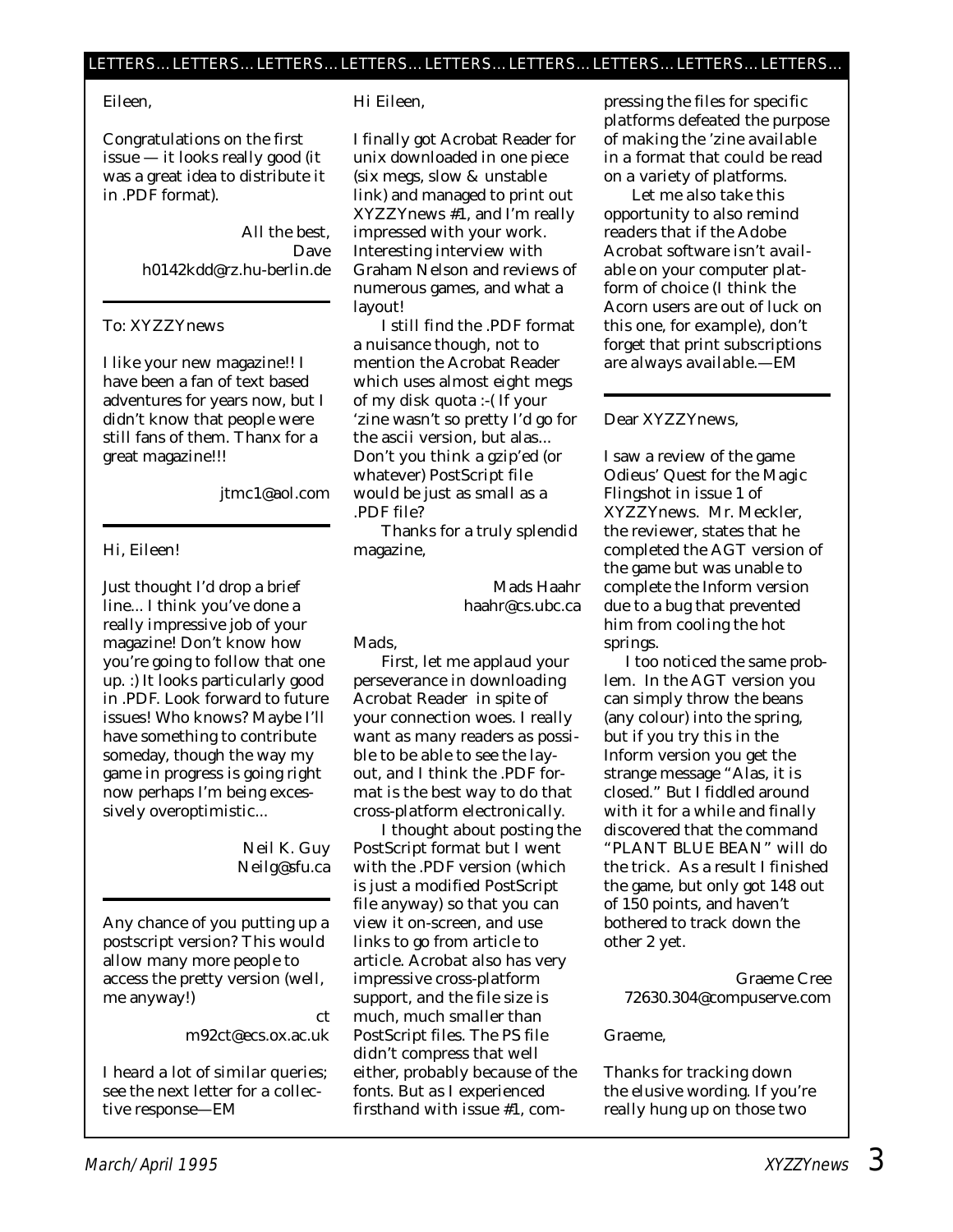## LETTERS... LETTERS... LETTERS... LETTERS... LETTERS... LETTERS... LETTERS... LETTERS... LETTERS...

Eileen,

Congratulations on the first issue — it looks really good (it was a great idea to distribute it in .PDF format).

All the best,
Dave
h0142kdd@rz.hu-berlin.de

---

To: XYZZYnews

I like your new magazine!! I have been a fan of text based adventures for years now, but I didn't know that people were still fans of them. Thanx for a great magazine!!!

jtmc1@aol.com

---

Hi, Eileen!

Just thought I'd drop a brief line... I think you've done a really impressive job of your magazine! Don't know how you're going to follow that one up. :) It looks particularly good in .PDF. Look forward to future issues! Who knows? Maybe I'll have something to contribute someday, though the way my game in progress is going right now perhaps I'm being excessively overoptimistic...

Neil K. Guy
Neilg@sfu.ca

---

Any chance of you putting up a postscript version? This would allow many more people to access the pretty version (well, me anyway!)

ct
m92ct@ecs.ox.ac.uk

I heard a lot of similar queries; see the next letter for a collective response—EM

---

Hi Eileen,

I finally got Acrobat Reader for unix downloaded in one piece (six megs, slow & unstable link) and managed to print out XYZZYnews #1, and I'm really impressed with your work. Interesting interview with Graham Nelson and reviews of numerous games, and what a layout!

I still find the .PDF format a nuisance though, not to mention the Acrobat Reader which uses almost eight megs of my disk quota :-( If your 'zine wasn't so pretty I'd go for the ascii version, but alas... Don't you think a gzip'ed (or whatever) PostScript file would be just as small as a .PDF file?

Thanks for a truly splendid magazine,

Mads Haahr
haahr@cs.ubc.ca

Mads,

First, let me applaud your perseverance in downloading Acrobat Reader in spite of your connection woes. I really want as many readers as possible to be able to see the layout, and I think the .PDF format is the best way to do that cross-platform electronically.

I thought about posting the PostScript format but I went with the .PDF version (which is just a modified PostScript file anyway) so that you can view it on-screen, and use links to go from article to article. Acrobat also has very impressive cross-platform support, and the file size is much, much smaller than PostScript files. The PS file didn't compress that well either, probably because of the fonts. But as I experienced firsthand with issue #1, compressing the files for specific platforms defeated the purpose of making the 'zine available in a format that could be read on a variety of platforms.

Let me also take this opportunity to also remind readers that if the Adobe Acrobat software isn't available on your computer platform of choice (I think the Acorn users are out of luck on this one, for example), don't forget that print subscriptions are always available.—EM

---

Dear XYZZYnews,

I saw a review of the game Odieus' Quest for the Magic Flingshot in issue 1 of XYZZYnews. Mr. Meckler, the reviewer, states that he completed the AGT version of the game but was unable to complete the Inform version due to a bug that prevented him from cooling the hot springs.

I too noticed the same problem. In the AGT version you can simply throw the beans (any colour) into the spring, but if you try this in the Inform version you get the strange message "Alas, it is closed." But I fiddled around with it for a while and finally discovered that the command "PLANT BLUE BEAN" will do the trick. As a result I finished the game, but only got 148 out of 150 points, and haven't bothered to track down the other 2 yet.

Graeme Cree
72630.304@compuserve.com

Graeme,

Thanks for tracking down the elusive wording. If you're really hung up on those two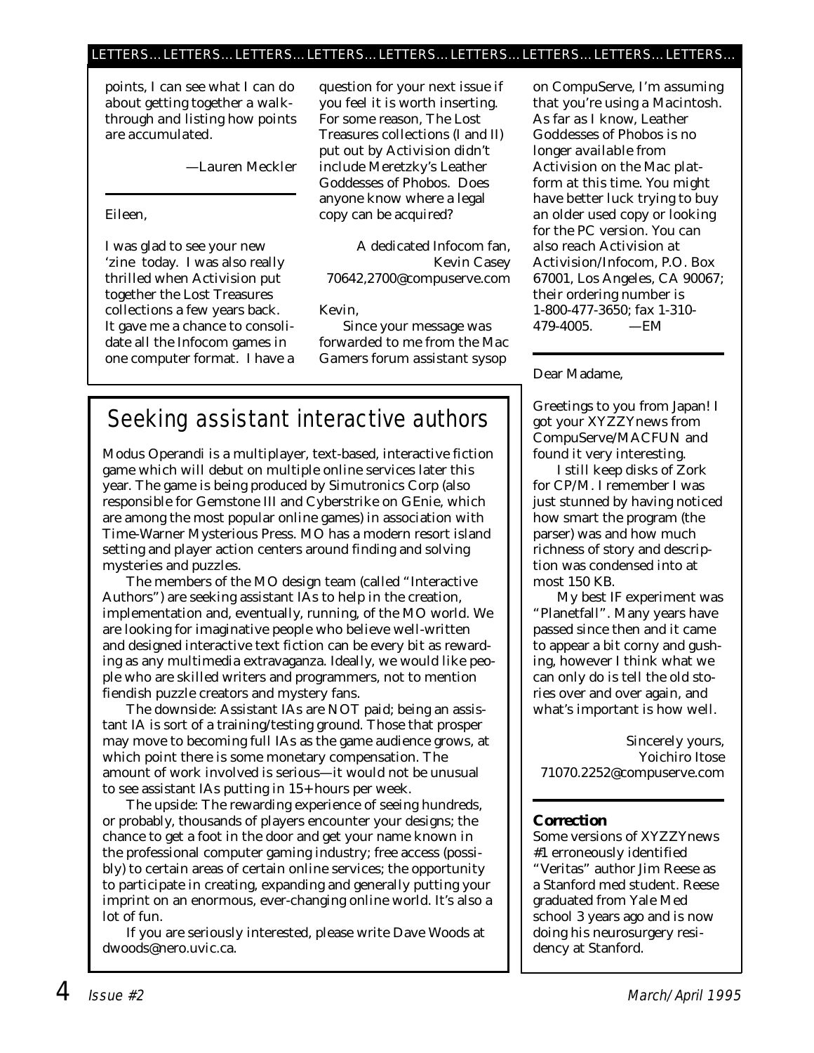points, I can see what I can do about getting together a walk-through and listing how points are accumulated.

—Lauren Meckler

---

Eileen,

I was glad to see your new 'zine today. I was also really thrilled when Activision put together the Lost Treasures collections a few years back. It gave me a chance to consolidate all the Infocom games in one computer format. I have a question for your next issue if you feel it is worth inserting. For some reason, The Lost Treasures collections (I and II) put out by Activision didn't include Meretzky's Leather Goddesses of Phobos. Does anyone know where a legal copy can be acquired?

A dedicated Infocom fan,
Kevin Casey
70642,2700@compuserve.com

Kevin,

Since your message was forwarded to me from the Mac Gamers forum assistant sysop on CompuServe, I'm assuming that you're using a Macintosh. As far as I know, Leather Goddesses of Phobos is no longer available from Activision on the Mac platform at this time. You might have better luck trying to buy an older used copy or looking for the PC version. You can also reach Activision at Activision/Infocom, P.O. Box 67001, Los Angeles, CA 90067; their ordering number is 1-800-477-3650; fax 1-310-479-4005. —EM

---

Dear Madame,

Greetings to you from Japan! I got your XYZZYnews from CompuServe/MACFUN and found it very interesting.

I still keep disks of Zork for CP/M. I remember I was just stunned by having noticed how smart the program (the parser) was and how much richness of story and description was condensed into at most 150 KB.

My best IF experiment was "Planetfall". Many years have passed since then and it came to appear a bit corny and gushing, however I think what we can only do is tell the old stories over and over again, and what's important is how well.

Sincerely yours,
Yoichiro Itose
71070.2252@compuserve.com

---

**Correction**

Some versions of XYZZYnews #1 erroneously identified "Veritas" author Jim Reese as a Stanford med student. Reese graduated from Yale Med school 3 years ago and is now doing his neurosurgery residency at Stanford.

## Seeking assistant interactive authors

Modus Operandi is a multiplayer, text-based, interactive fiction game which will debut on multiple online services later this year. The game is being produced by Simutronics Corp (also responsible for Gemstone III and Cyberstrike on GEnie, which are among the most popular online games) in association with Time-Warner Mysterious Press. MO has a modern resort island setting and player action centers around finding and solving mysteries and puzzles.

The members of the MO design team (called "Interactive Authors") are seeking assistant IAs to help in the creation, implementation and, eventually, running, of the MO world. We are looking for imaginative people who believe well-written and designed interactive text fiction can be every bit as rewarding as any multimedia extravaganza. Ideally, we would like people who are skilled writers and programmers, not to mention fiendish puzzle creators and mystery fans.

The downside: Assistant IAs are NOT paid; being an assistant IA is sort of a training/testing ground. Those that prosper may move to becoming full IAs as the game audience grows, at which point there is some monetary compensation. The amount of work involved is serious—it would not be unusual to see assistant IAs putting in 15+ hours per week.

The upside: The rewarding experience of seeing hundreds, or probably, thousands of players encounter your designs; the chance to get a foot in the door and get your name known in the professional computer gaming industry; free access (possibly) to certain areas of certain online services; the opportunity to participate in creating, expanding and generally putting your imprint on an enormous, ever-changing online world. It's also a lot of fun.

If you are seriously interested, please write Dave Woods at dwoods@nero.uvic.ca.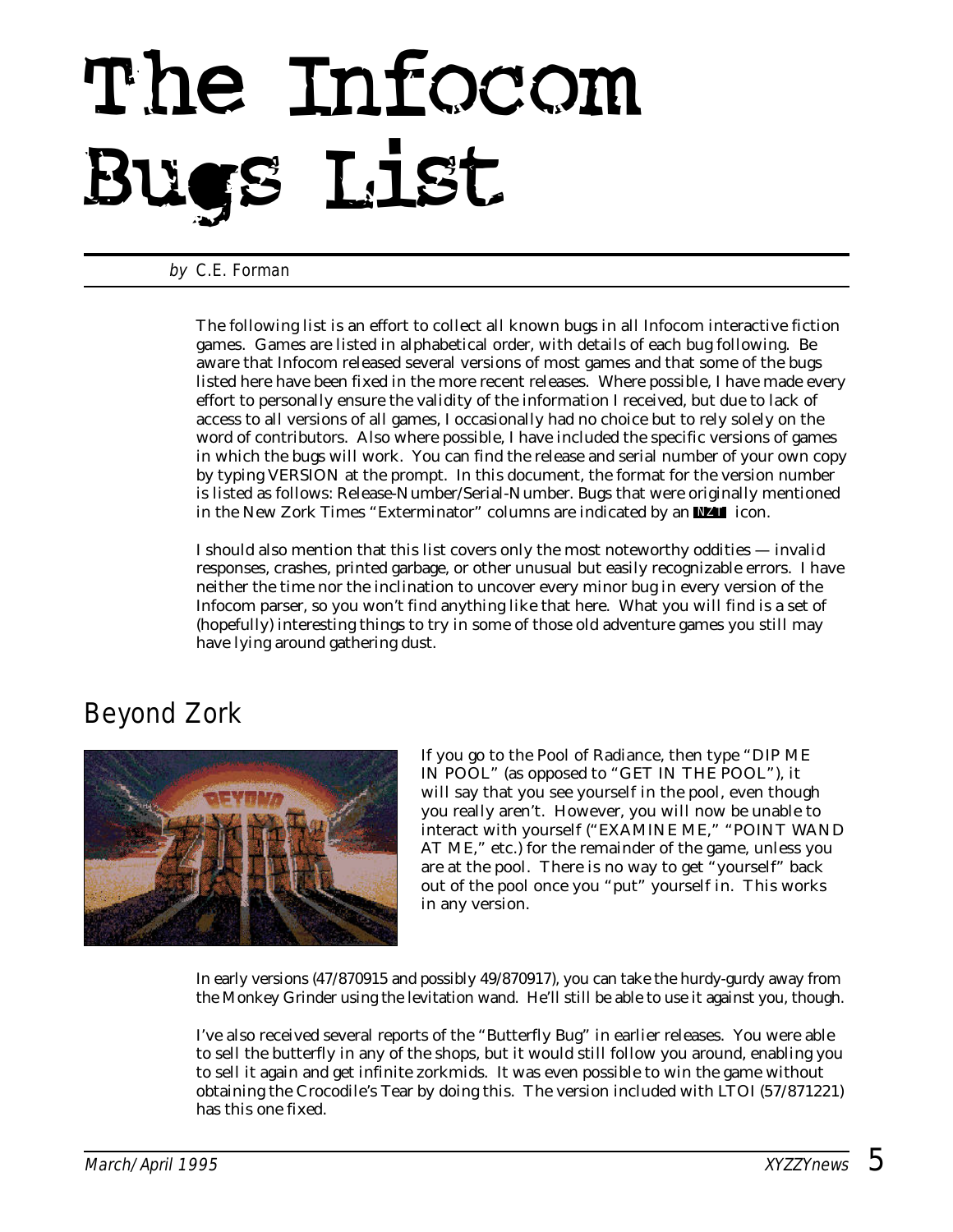# The Infocom Bugs List

*by* C.E. Forman

The following list is an effort to collect all known bugs in all Infocom interactive fiction games. Games are listed in alphabetical order, with details of each bug following. Be aware that Infocom released several versions of most games and that some of the bugs listed here have been fixed in the more recent releases. Where possible, I have made every effort to personally ensure the validity of the information I received, but due to lack of access to all versions of all games, I occasionally had no choice but to rely solely on the word of contributors. Also where possible, I have included the specific versions of games in which the bugs will work. You can find the release and serial number of your own copy by typing VERSION at the prompt. In this document, the format for the version number is listed as follows: Release-Number/Serial-Number. Bugs that were originally mentioned in the New Zork Times "Exterminator" columns are indicated by an NZT icon.

I should also mention that this list covers only the most noteworthy oddities — invalid responses, crashes, printed garbage, or other unusual but easily recognizable errors. I have neither the time nor the inclination to uncover every minor bug in every version of the Infocom parser, so you won't find anything like that here. What you will find is a set of (hopefully) interesting things to try in some of those old adventure games you still may have lying around gathering dust.

## Beyond Zork

If you go to the Pool of Radiance, then type "DIP ME IN POOL" (as opposed to "GET IN THE POOL"), it will say that you see yourself in the pool, even though you really aren't. However, you will now be unable to interact with yourself ("EXAMINE ME," "POINT WAND AT ME," etc.) for the remainder of the game, unless you are at the pool. There is no way to get "yourself" back out of the pool once you "put" yourself in. This works in any version.

In early versions (47/870915 and possibly 49/870917), you can take the hurdy-gurdy away from the Monkey Grinder using the levitation wand. He'll still be able to use it against you, though.

I've also received several reports of the "Butterfly Bug" in earlier releases. You were able to sell the butterfly in any of the shops, but it would still follow you around, enabling you to sell it again and get infinite zorkmids. It was even possible to win the game without obtaining the Crocodile's Tear by doing this. The version included with LTOI (57/871221) has this one fixed.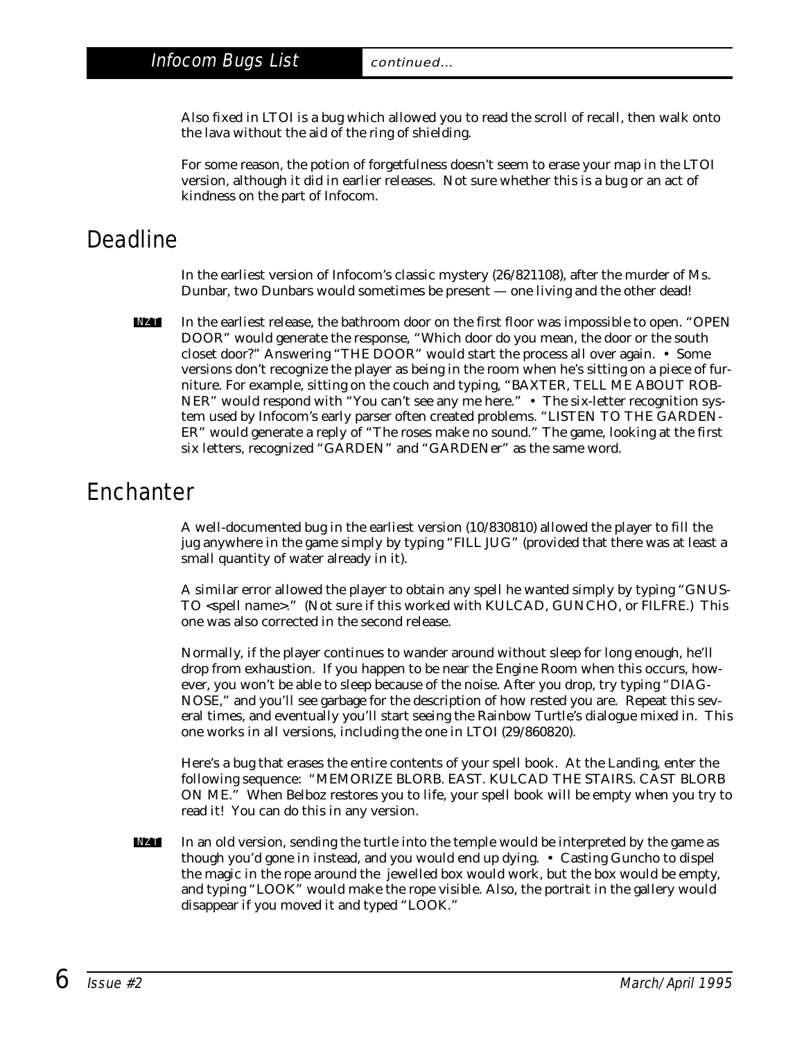Also fixed in LTOI is a bug which allowed you to read the scroll of recall, then walk onto the lava without the aid of the ring of shielding.

For some reason, the potion of forgetfulness doesn't seem to erase your map in the LTOI version, although it did in earlier releases. Not sure whether this is a bug or an act of kindness on the part of Infocom.

## Deadline

In the earliest version of Infocom's classic mystery (26/821108), after the murder of Ms. Dunbar, two Dunbars would sometimes be present — one living and the other dead!

NZT In the earliest release, the bathroom door on the first floor was impossible to open. "OPEN DOOR" would generate the response, "Which door do you mean, the door or the south closet door?" Answering "THE DOOR" would start the process all over again. • Some versions don't recognize the player as being in the room when he's sitting on a piece of furniture. For example, sitting on the couch and typing, "BAXTER, TELL ME ABOUT ROBNER" would respond with "You can't see any me here." • The six-letter recognition system used by Infocom's early parser often created problems. "LISTEN TO THE GARDENER" would generate a reply of "The roses make no sound." The game, looking at the first six letters, recognized "GARDEN" and "GARDENer" as the same word.

## Enchanter

A well-documented bug in the earliest version (10/830810) allowed the player to fill the jug anywhere in the game simply by typing "FILL JUG" (provided that there was at least a small quantity of water already in it).

A similar error allowed the player to obtain any spell he wanted simply by typing "GNUSTO <spell name>." (Not sure if this worked with KULCAD, GUNCHO, or FILFRE.) This one was also corrected in the second release.

Normally, if the player continues to wander around without sleep for long enough, he'll drop from exhaustion. If you happen to be near the Engine Room when this occurs, however, you won't be able to sleep because of the noise. After you drop, try typing "DIAGNOSE," and you'll see garbage for the description of how rested you are. Repeat this several times, and eventually you'll start seeing the Rainbow Turtle's dialogue mixed in. This one works in all versions, including the one in LTOI (29/860820).

Here's a bug that erases the entire contents of your spell book. At the Landing, enter the following sequence: "MEMORIZE BLORB. EAST. KULCAD THE STAIRS. CAST BLORB ON ME." When Belboz restores you to life, your spell book will be empty when you try to read it! You can do this in any version.

NZT In an old version, sending the turtle into the temple would be interpreted by the game as though you'd gone in instead, and you would end up dying. • Casting Guncho to dispel the magic in the rope around the jewelled box would work, but the box would be empty, and typing "LOOK" would make the rope visible. Also, the portrait in the gallery would disappear if you moved it and typed "LOOK."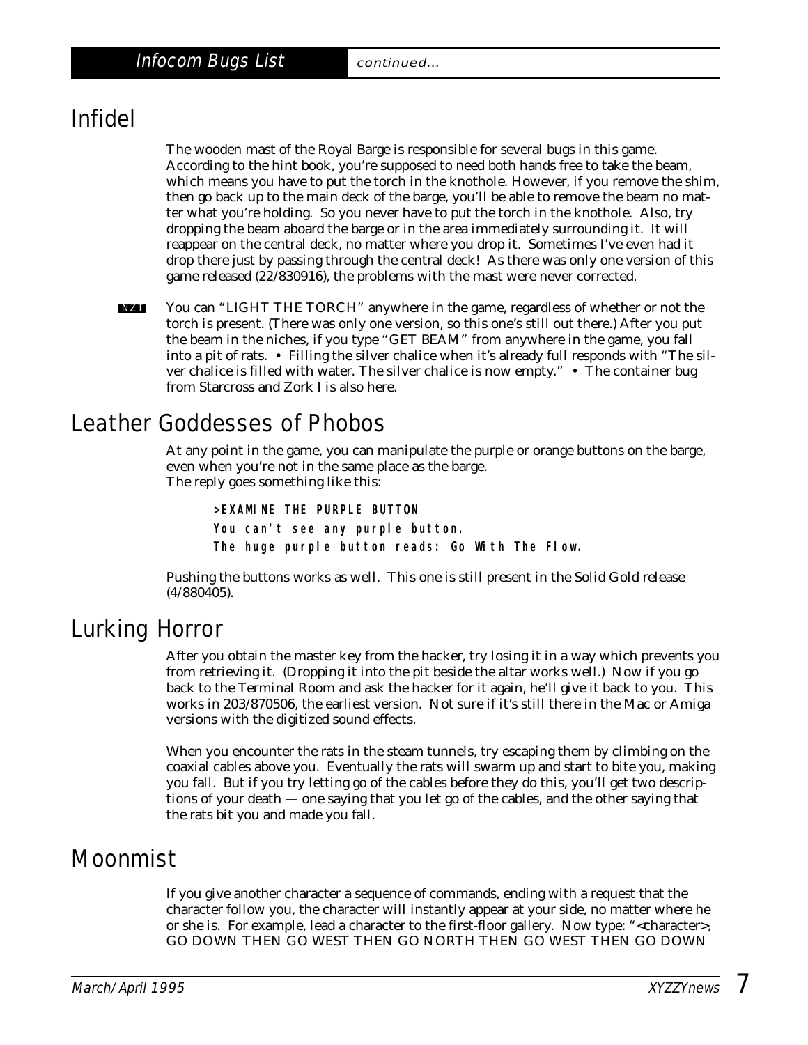## Infidel

The wooden mast of the Royal Barge is responsible for several bugs in this game. According to the hint book, you're supposed to need both hands free to take the beam, which means you have to put the torch in the knothole. However, if you remove the shim, then go back up to the main deck of the barge, you'll be able to remove the beam no matter what you're holding. So you never have to put the torch in the knothole. Also, try dropping the beam aboard the barge or in the area immediately surrounding it. It will reappear on the central deck, no matter where you drop it. Sometimes I've even had it drop there just by passing through the central deck! As there was only one version of this game released (22/830916), the problems with the mast were never corrected.

**NZT** You can "LIGHT THE TORCH" anywhere in the game, regardless of whether or not the torch is present. (There was only one version, so this one's still out there.) After you put the beam in the niches, if you type "GET BEAM" from anywhere in the game, you fall into a pit of rats. • Filling the silver chalice when it's already full responds with "The silver chalice is filled with water. The silver chalice is now empty." • The container bug from Starcross and Zork I is also here.

## Leather Goddesses of Phobos

At any point in the game, you can manipulate the purple or orange buttons on the barge, even when you're not in the same place as the barge.
The reply goes something like this:

```
>EXAMINE THE PURPLE BUTTON
You can't see any purple button.
The huge purple button reads: Go With The Flow.
```

Pushing the buttons works as well. This one is still present in the Solid Gold release (4/880405).

## Lurking Horror

After you obtain the master key from the hacker, try losing it in a way which prevents you from retrieving it. (Dropping it into the pit beside the altar works well.) Now if you go back to the Terminal Room and ask the hacker for it again, he'll give it back to you. This works in 203/870506, the earliest version. Not sure if it's still there in the Mac or Amiga versions with the digitized sound effects.

When you encounter the rats in the steam tunnels, try escaping them by climbing on the coaxial cables above you. Eventually the rats will swarm up and start to bite you, making you fall. But if you try letting go of the cables before they do this, you'll get two descriptions of your death — one saying that you let go of the cables, and the other saying that the rats bit you and made you fall.

## Moonmist

If you give another character a sequence of commands, ending with a request that the character follow you, the character will instantly appear at your side, no matter where he or she is. For example, lead a character to the first-floor gallery. Now type: "<character>, GO DOWN THEN GO WEST THEN GO NORTH THEN GO WEST THEN GO DOWN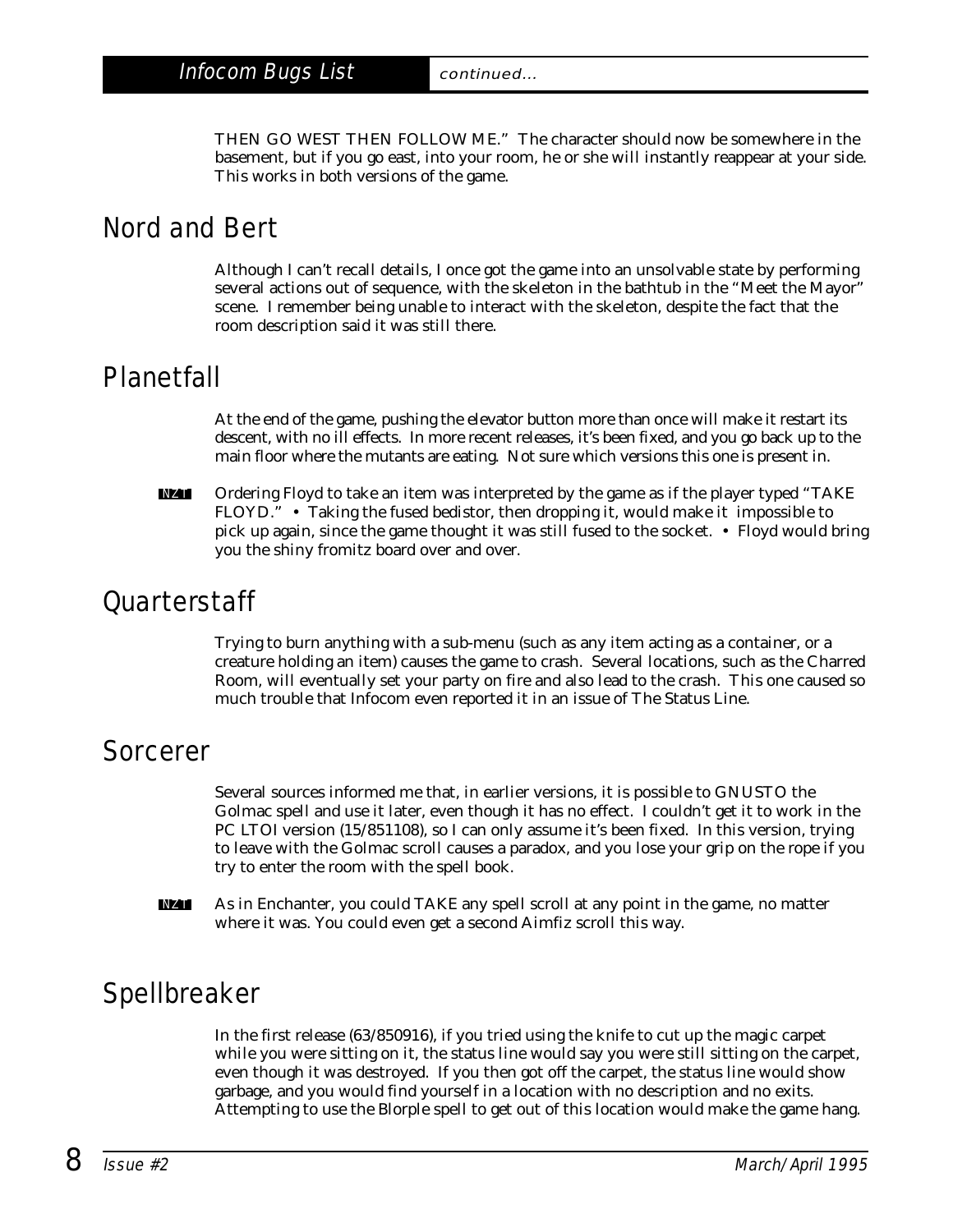THEN GO WEST THEN FOLLOW ME." The character should now be somewhere in the basement, but if you go east, into your room, he or she will instantly reappear at your side. This works in both versions of the game.

## Nord and Bert

Although I can't recall details, I once got the game into an unsolvable state by performing several actions out of sequence, with the skeleton in the bathtub in the "Meet the Mayor" scene. I remember being unable to interact with the skeleton, despite the fact that the room description said it was still there.

## Planetfall

At the end of the game, pushing the elevator button more than once will make it restart its descent, with no ill effects. In more recent releases, it's been fixed, and you go back up to the main floor where the mutants are eating. Not sure which versions this one is present in.

**NZT** Ordering Floyd to take an item was interpreted by the game as if the player typed "TAKE FLOYD." • Taking the fused bedistor, then dropping it, would make it impossible to pick up again, since the game thought it was still fused to the socket. • Floyd would bring you the shiny fromitz board over and over.

## Quarterstaff

Trying to burn anything with a sub-menu (such as any item acting as a container, or a creature holding an item) causes the game to crash. Several locations, such as the Charred Room, will eventually set your party on fire and also lead to the crash. This one caused so much trouble that Infocom even reported it in an issue of The Status Line.

## Sorcerer

Several sources informed me that, in earlier versions, it is possible to GNUSTO the Golmac spell and use it later, even though it has no effect. I couldn't get it to work in the PC LTOI version (15/851108), so I can only assume it's been fixed. In this version, trying to leave with the Golmac scroll causes a paradox, and you lose your grip on the rope if you try to enter the room with the spell book.

**NZT** As in Enchanter, you could TAKE any spell scroll at any point in the game, no matter where it was. You could even get a second Aimfiz scroll this way.

## Spellbreaker

In the first release (63/850916), if you tried using the knife to cut up the magic carpet while you were sitting on it, the status line would say you were still sitting on the carpet, even though it was destroyed. If you then got off the carpet, the status line would show garbage, and you would find yourself in a location with no description and no exits. Attempting to use the Blorple spell to get out of this location would make the game hang.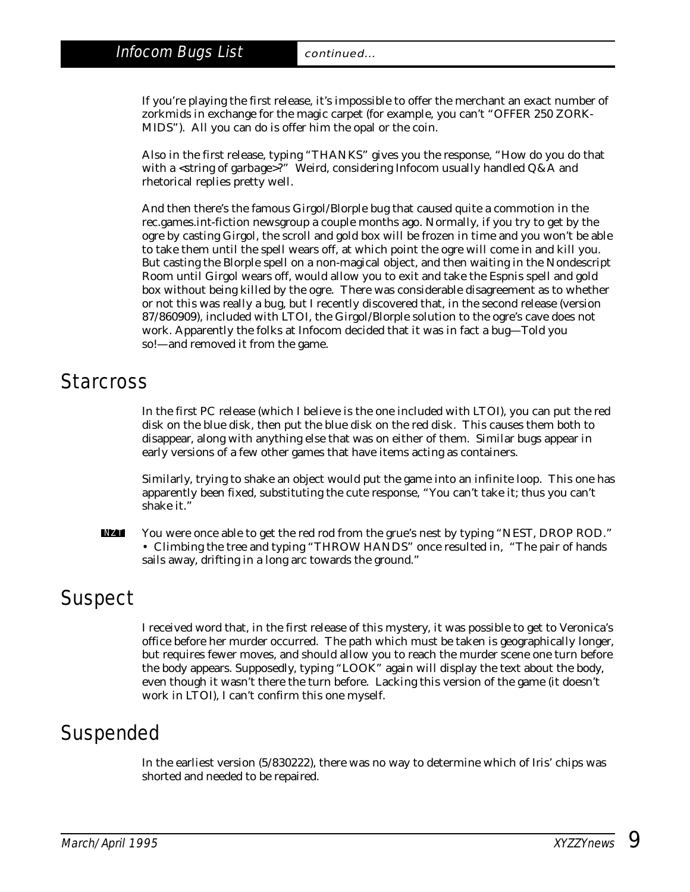If you're playing the first release, it's impossible to offer the merchant an exact number of zorkmids in exchange for the magic carpet (for example, you can't "OFFER 250 ZORKMIDS"). All you can do is offer him the opal or the coin.

Also in the first release, typing "THANKS" gives you the response, "How do you do that with a <string of garbage>?" Weird, considering Infocom usually handled Q&A and rhetorical replies pretty well.

And then there's the famous Girgol/Blorple bug that caused quite a commotion in the rec.games.int-fiction newsgroup a couple months ago. Normally, if you try to get by the ogre by casting Girgol, the scroll and gold box will be frozen in time and you won't be able to take them until the spell wears off, at which point the ogre will come in and kill you. But casting the Blorple spell on a non-magical object, and then waiting in the Nondescript Room until Girgol wears off, would allow you to exit and take the Espnis spell and gold box without being killed by the ogre. There was considerable disagreement as to whether or not this was really a bug, but I recently discovered that, in the second release (version 87/860909), included with LTOI, the Girgol/Blorple solution to the ogre's cave does not work. Apparently the folks at Infocom decided that it was in fact a bug—Told you so!—and removed it from the game.

## Starcross

In the first PC release (which I believe is the one included with LTOI), you can put the red disk on the blue disk, then put the blue disk on the red disk. This causes them both to disappear, along with anything else that was on either of them. Similar bugs appear in early versions of a few other games that have items acting as containers.

Similarly, trying to shake an object would put the game into an infinite loop. This one has apparently been fixed, substituting the cute response, "You can't take it; thus you can't shake it."

**NZT** You were once able to get the red rod from the grue's nest by typing "NEST, DROP ROD." • Climbing the tree and typing "THROW HANDS" once resulted in, "The pair of hands sails away, drifting in a long arc towards the ground."

## Suspect

I received word that, in the first release of this mystery, it was possible to get to Veronica's office before her murder occurred. The path which must be taken is geographically longer, but requires fewer moves, and should allow you to reach the murder scene one turn before the body appears. Supposedly, typing "LOOK" again will display the text about the body, even though it wasn't there the turn before. Lacking this version of the game (it doesn't work in LTOI), I can't confirm this one myself.

## Suspended

In the earliest version (5/830222), there was no way to determine which of Iris' chips was shorted and needed to be repaired.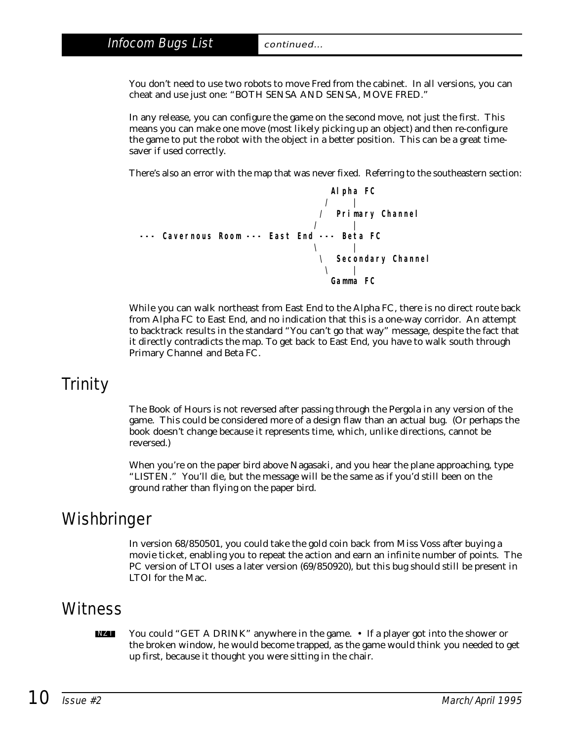You don't need to use two robots to move Fred from the cabinet. In all versions, you can cheat and use just one: "BOTH SENSA AND SENSA, MOVE FRED."

In any release, you can configure the game on the second move, not just the first. This means you can make one move (most likely picking up an object) and then re-configure the game to put the robot with the object in a better position. This can be a great time-saver if used correctly.

There's also an error with the map that was never fixed. Referring to the southeastern section:

```
                                         Alpha FC
                                        /      |
                                       /   Primary Channel
                                      /        |
 --- Cavernous Room --- East End --- Beta FC
                                      \        |
                                       \   Secondary Channel
                                        \      |
                                         Gamma FC
```

While you can walk northeast from East End to the Alpha FC, there is no direct route back from Alpha FC to East End, and no indication that this is a one-way corridor. An attempt to backtrack results in the standard "You can't go that way" message, despite the fact that it directly contradicts the map. To get back to East End, you have to walk south through Primary Channel and Beta FC.

# Trinity

The Book of Hours is not reversed after passing through the Pergola in any version of the game. This could be considered more of a design flaw than an actual bug. (Or perhaps the book doesn't change because it represents time, which, unlike directions, cannot be reversed.)

When you're on the paper bird above Nagasaki, and you hear the plane approaching, type "LISTEN." You'll die, but the message will be the same as if you'd still been on the ground rather than flying on the paper bird.

# Wishbringer

In version 68/850501, you could take the gold coin back from Miss Voss after buying a movie ticket, enabling you to repeat the action and earn an infinite number of points. The PC version of LTOI uses a later version (69/850920), but this bug should still be present in LTOI for the Mac.

# Witness

**NZT** You could "GET A DRINK" anywhere in the game. • If a player got into the shower or the broken window, he would become trapped, as the game would think you needed to get up first, because it thought you were sitting in the chair.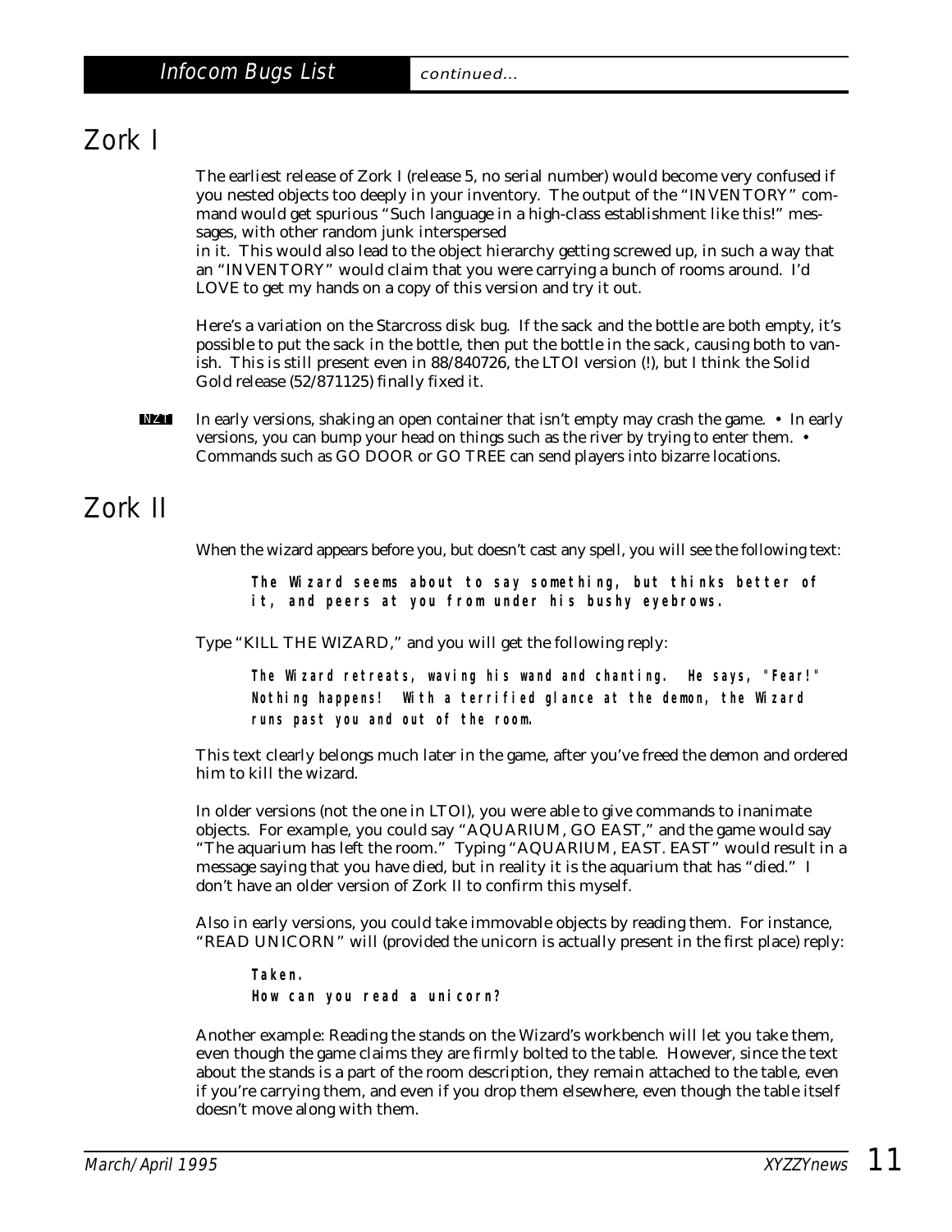# Zork I

The earliest release of Zork I (release 5, no serial number) would become very confused if you nested objects too deeply in your inventory. The output of the "INVENTORY" command would get spurious "Such language in a high-class establishment like this!" messages, with other random junk interspersed in it. This would also lead to the object hierarchy getting screwed up, in such a way that an "INVENTORY" would claim that you were carrying a bunch of rooms around. I'd LOVE to get my hands on a copy of this version and try it out.

Here's a variation on the Starcross disk bug. If the sack and the bottle are both empty, it's possible to put the sack in the bottle, then put the bottle in the sack, causing both to vanish. This is still present even in 88/840726, the LTOI version (!), but I think the Solid Gold release (52/871125) finally fixed it.

**NZT** In early versions, shaking an open container that isn't empty may crash the game. • In early versions, you can bump your head on things such as the river by trying to enter them. • Commands such as GO DOOR or GO TREE can send players into bizarre locations.

# Zork II

When the wizard appears before you, but doesn't cast any spell, you will see the following text:

> **The Wizard seems about to say something, but thinks better of it, and peers at you from under his bushy eyebrows.**

Type "KILL THE WIZARD," and you will get the following reply:

> **The Wizard retreats, waving his wand and chanting. He says, "Fear!" Nothing happens! With a terrified glance at the demon, the Wizard runs past you and out of the room.**

This text clearly belongs much later in the game, after you've freed the demon and ordered him to kill the wizard.

In older versions (not the one in LTOI), you were able to give commands to inanimate objects. For example, you could say "AQUARIUM, GO EAST," and the game would say "The aquarium has left the room." Typing "AQUARIUM, EAST. EAST" would result in a message saying that you have died, but in reality it is the aquarium that has "died." I don't have an older version of Zork II to confirm this myself.

Also in early versions, you could take immovable objects by reading them. For instance, "READ UNICORN" will (provided the unicorn is actually present in the first place) reply:

> **Taken.**
> **How can you read a unicorn?**

Another example: Reading the stands on the Wizard's workbench will let you take them, even though the game claims they are firmly bolted to the table. However, since the text about the stands is a part of the room description, they remain attached to the table, even if you're carrying them, and even if you drop them elsewhere, even though the table itself doesn't move along with them.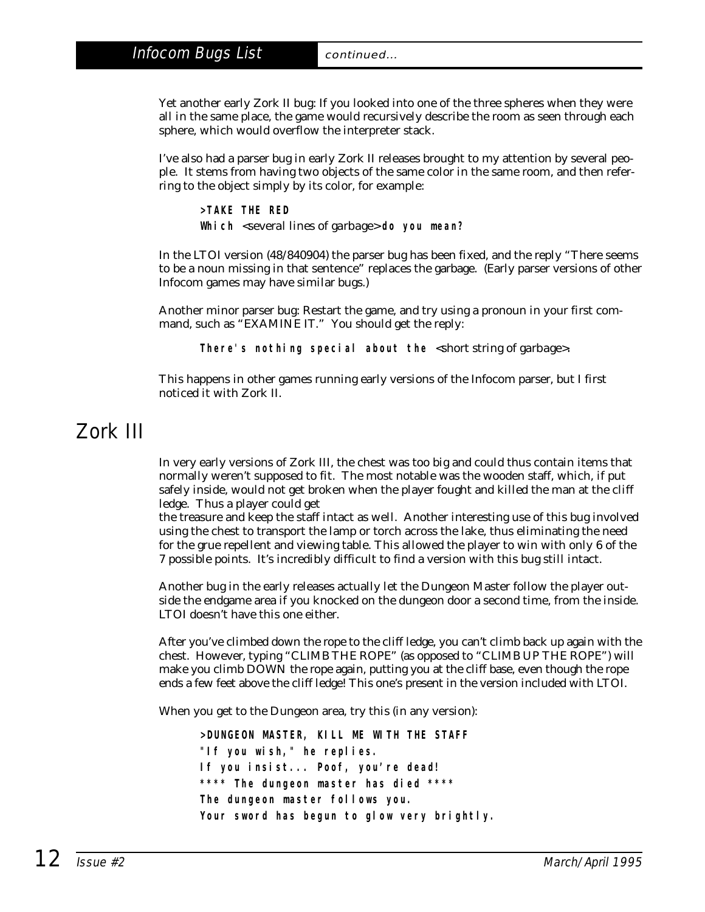Yet another early Zork II bug: If you looked into one of the three spheres when they were all in the same place, the game would recursively describe the room as seen through each sphere, which would overflow the interpreter stack.

I've also had a parser bug in early Zork II releases brought to my attention by several people. It stems from having two objects of the same color in the same room, and then referring to the object simply by its color, for example:

> **>TAKE THE RED**
> **Which** <several lines of garbage> **do you mean?**

In the LTOI version (48/840904) the parser bug has been fixed, and the reply "There seems to be a noun missing in that sentence" replaces the garbage. (Early parser versions of other Infocom games may have similar bugs.)

Another minor parser bug: Restart the game, and try using a pronoun in your first command, such as "EXAMINE IT." You should get the reply:

> **There's nothing special about the** <short string of garbage>.

This happens in other games running early versions of the Infocom parser, but I first noticed it with Zork II.

# Zork III

In very early versions of Zork III, the chest was too big and could thus contain items that normally weren't supposed to fit. The most notable was the wooden staff, which, if put safely inside, would not get broken when the player fought and killed the man at the cliff ledge. Thus a player could get the treasure and keep the staff intact as well. Another interesting use of this bug involved using the chest to transport the lamp or torch across the lake, thus eliminating the need for the grue repellent and viewing table. This allowed the player to win with only 6 of the 7 possible points. It's incredibly difficult to find a version with this bug still intact.

Another bug in the early releases actually let the Dungeon Master follow the player outside the endgame area if you knocked on the dungeon door a second time, from the inside. LTOI doesn't have this one either.

After you've climbed down the rope to the cliff ledge, you can't climb back up again with the chest. However, typing "CLIMB THE ROPE" (as opposed to "CLIMB UP THE ROPE") will make you climb DOWN the rope again, putting you at the cliff base, even though the rope ends a few feet above the cliff ledge! This one's present in the version included with LTOI.

When you get to the Dungeon area, try this (in any version):

> **>DUNGEON MASTER, KILL ME WITH THE STAFF**
> **"If you wish," he replies.**
> **If you insist... Poof, you're dead!**
> **\*\*\*\* The dungeon master has died \*\*\*\***
> **The dungeon master follows you.**
> **Your sword has begun to glow very brightly.**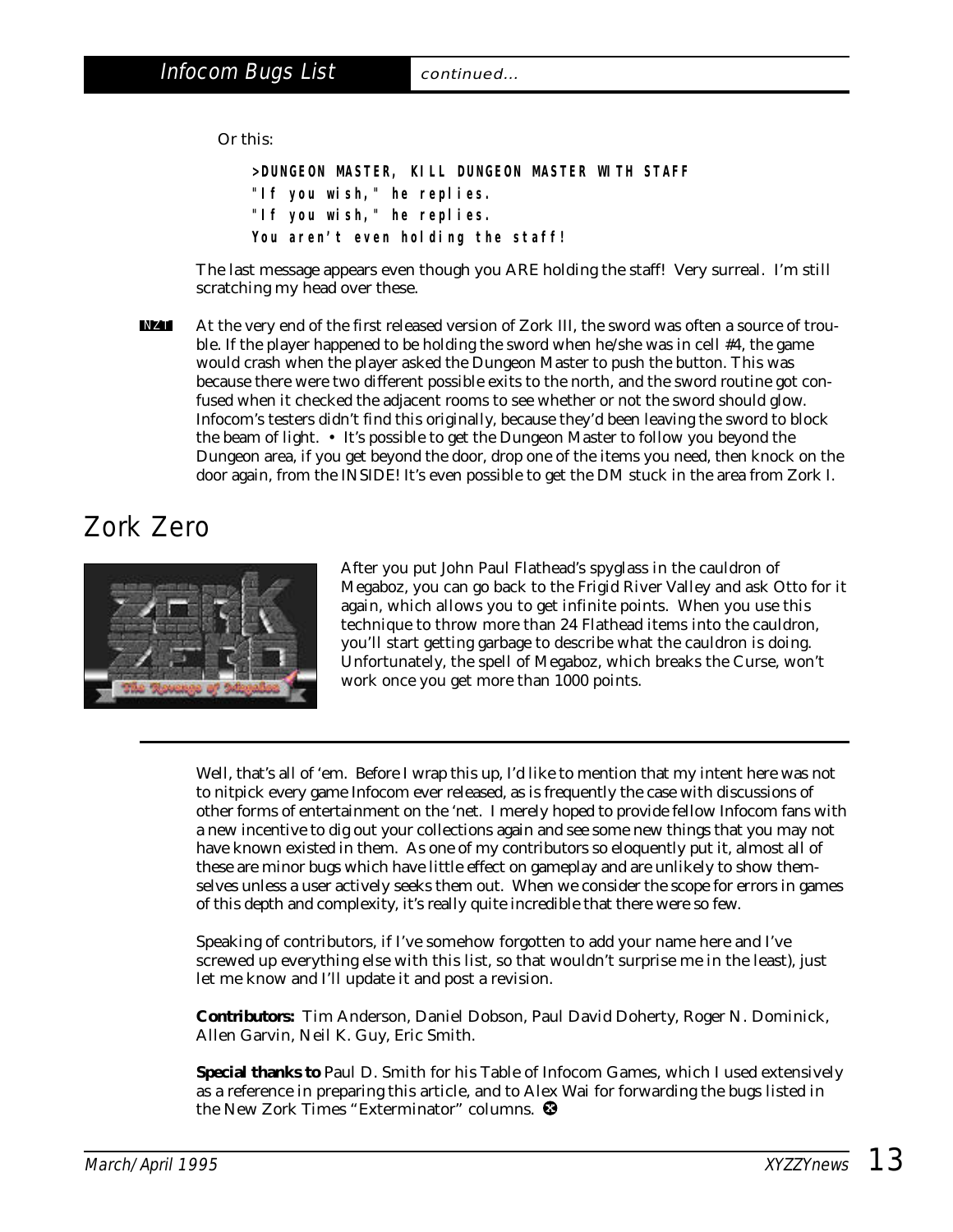Or this:

```
>DUNGEON MASTER, KILL DUNGEON MASTER WITH STAFF
"If you wish," he replies.
"If you wish," he replies.
You aren't even holding the staff!
```

The last message appears even though you ARE holding the staff! Very surreal. I'm still scratching my head over these.

NZT At the very end of the first released version of Zork III, the sword was often a source of trouble. If the player happened to be holding the sword when he/she was in cell #4, the game would crash when the player asked the Dungeon Master to push the button. This was because there were two different possible exits to the north, and the sword routine got confused when it checked the adjacent rooms to see whether or not the sword should glow. Infocom's testers didn't find this originally, because they'd been leaving the sword to block the beam of light. • It's possible to get the Dungeon Master to follow you beyond the Dungeon area, if you get beyond the door, drop one of the items you need, then knock on the door again, from the INSIDE! It's even possible to get the DM stuck in the area from Zork I.

## Zork Zero

After you put John Paul Flathead's spyglass in the cauldron of Megaboz, you can go back to the Frigid River Valley and ask Otto for it again, which allows you to get infinite points. When you use this technique to throw more than 24 Flathead items into the cauldron, you'll start getting garbage to describe what the cauldron is doing. Unfortunately, the spell of Megaboz, which breaks the Curse, won't work once you get more than 1000 points.

---

Well, that's all of 'em. Before I wrap this up, I'd like to mention that my intent here was not to nitpick every game Infocom ever released, as is frequently the case with discussions of other forms of entertainment on the 'net. I merely hoped to provide fellow Infocom fans with a new incentive to dig out your collections again and see some new things that you may not have known existed in them. As one of my contributors so eloquently put it, almost all of these are minor bugs which have little effect on gameplay and are unlikely to show themselves unless a user actively seeks them out. When we consider the scope for errors in games of this depth and complexity, it's really quite incredible that there were so few.

Speaking of contributors, if I've somehow forgotten to add your name here and I've screwed up everything else with this list, so that wouldn't surprise me in the least), just let me know and I'll update it and post a revision.

**Contributors:** Tim Anderson, Daniel Dobson, Paul David Doherty, Roger N. Dominick, Allen Garvin, Neil K. Guy, Eric Smith.

**Special thanks to** Paul D. Smith for his Table of Infocom Games, which I used extensively as a reference in preparing this article, and to Alex Wai for forwarding the bugs listed in the New Zork Times "Exterminator" columns.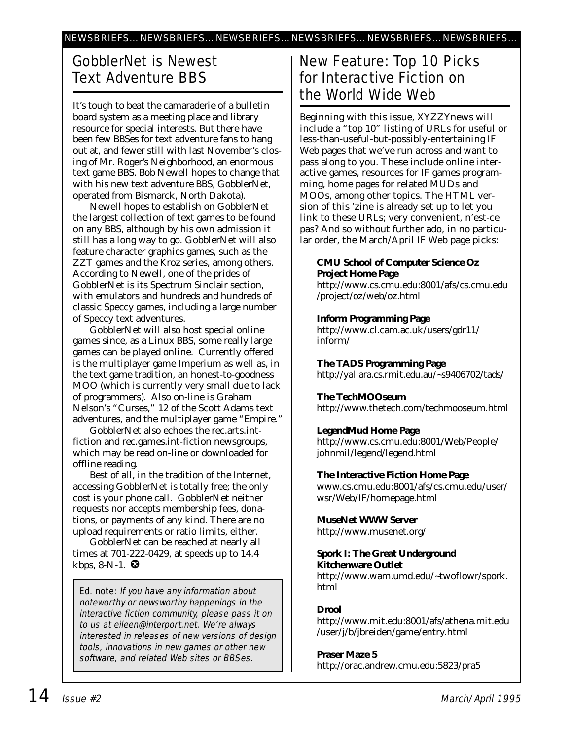NEWSBRIEFS... NEWSBRIEFS... NEWSBRIEFS... NEWSBRIEFS... NEWSBRIEFS... NEWSBRIEFS...

## GobblerNet is Newest Text Adventure BBS

It's tough to beat the camaraderie of a bulletin board system as a meeting place and library resource for special interests. But there have been few BBSes for text adventure fans to hang out at, and fewer still with last November's closing of Mr. Roger's Neighborhood, an enormous text game BBS. Bob Newell hopes to change that with his new text adventure BBS, GobblerNet, operated from Bismarck, North Dakota).

Newell hopes to establish on GobblerNet the largest collection of text games to be found on any BBS, although by his own admission it still has a long way to go. GobblerNet will also feature character graphics games, such as the ZZT games and the Kroz series, among others. According to Newell, one of the prides of GobblerNet is its Spectrum Sinclair section, with emulators and hundreds and hundreds of classic Speccy games, including a large number of Speccy text adventures.

GobblerNet will also host special online games since, as a Linux BBS, some really large games can be played online. Currently offered is the multiplayer game Imperium as well as, in the text game tradition, an honest-to-goodness MOO (which is currently very small due to lack of programmers). Also on-line is Graham Nelson's "Curses," 12 of the Scott Adams text adventures, and the multiplayer game "Empire."

GobblerNet also echoes the rec.arts.int-fiction and rec.games.int-fiction newsgroups, which may be read on-line or downloaded for offline reading.

Best of all, in the tradition of the Internet, accessing GobblerNet is totally free; the only cost is your phone call. GobblerNet neither requests nor accepts membership fees, donations, or payments of any kind. There are no upload requirements or ratio limits, either.

GobblerNet can be reached at nearly all times at 701-222-0429, at speeds up to 14.4 kbps, 8-N-1.

> Ed. note: *If you have any information about noteworthy or newsworthy happenings in the interactive fiction community, please pass it on to us at eileen@interport.net. We're always interested in releases of new versions of design tools, innovations in new games or other new software, and related Web sites or BBSes.*

## New Feature: Top 10 Picks for Interactive Fiction on the World Wide Web

Beginning with this issue, XYZZYnews will include a "top 10" listing of URLs for useful or less-than-useful-but-possibly-entertaining IF Web pages that we've run across and want to pass along to you. These include online interactive games, resources for IF games programming, home pages for related MUDs and MOOs, among other topics. The HTML version of this 'zine is already set up to let you link to these URLs; very convenient, n'est-ce pas? And so without further ado, in no particular order, the March/April IF Web page picks:

**CMU School of Computer Science Oz Project Home Page**
http://www.cs.cmu.edu:8001/afs/cs.cmu.edu/project/oz/web/oz.html

**Inform Programming Page**
http://www.cl.cam.ac.uk/users/gdr11/inform/

**The TADS Programming Page**
http://yallara.cs.rmit.edu.au/~s9406702/tads/

**The TechMOOseum**
http://www.thetech.com/techmooseum.html

**LegendMud Home Page**
http://www.cs.cmu.edu:8001/Web/People/johnmil/legend/legend.html

**The Interactive Fiction Home Page**
www.cs.cmu.edu:8001/afs/cs.cmu.edu/user/wsr/Web/IF/homepage.html

**MuseNet WWW Server**
http://www.musenet.org/

**Spork I: The Great Underground Kitchenware Outlet**
http://www.wam.umd.edu/~twoflowr/spork.html

**Drool**
http://www.mit.edu:8001/afs/athena.mit.edu/user/j/b/jbreiden/game/entry.html

**Praser Maze 5**
http://orac.andrew.cmu.edu:5823/pra5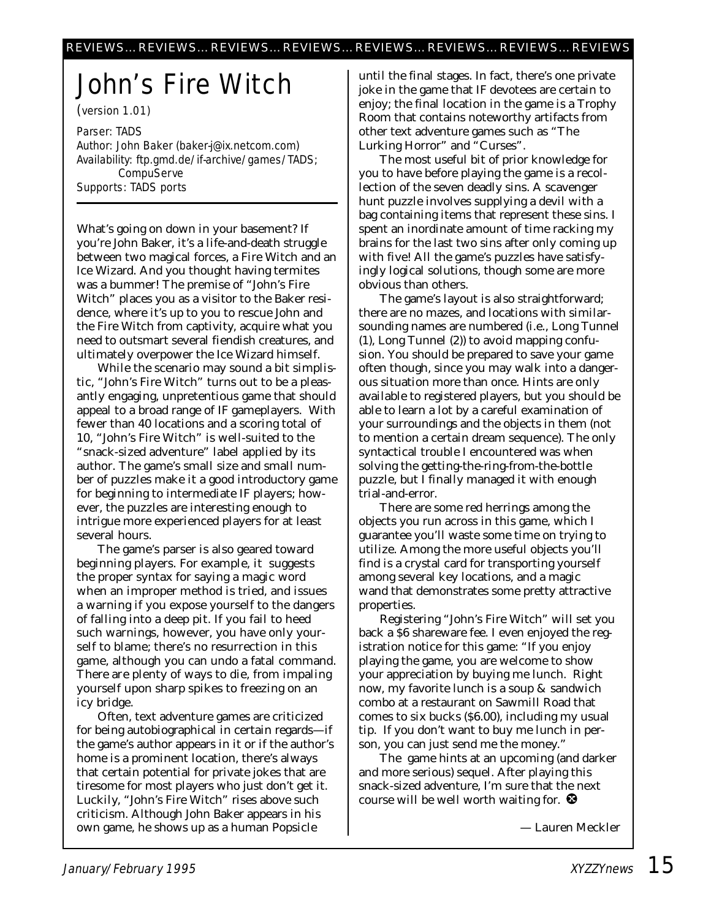# John's Fire Witch

*(version 1.01)*

*Parser: TADS*
*Author: John Baker (baker-j@ix.netcom.com)*
*Availability: ftp.gmd.de/if-archive/games/TADS; CompuServe*
*Supports: TADS ports*

What's going on down in your basement? If you're John Baker, it's a life-and-death struggle between two magical forces, a Fire Witch and an Ice Wizard. And you thought having termites was a bummer! The premise of "John's Fire Witch" places you as a visitor to the Baker residence, where it's up to you to rescue John and the Fire Witch from captivity, acquire what you need to outsmart several fiendish creatures, and ultimately overpower the Ice Wizard himself.

While the scenario may sound a bit simplistic, "John's Fire Witch" turns out to be a pleasantly engaging, unpretentious game that should appeal to a broad range of IF gameplayers. With fewer than 40 locations and a scoring total of 10, "John's Fire Witch" is well-suited to the "snack-sized adventure" label applied by its author. The game's small size and small number of puzzles make it a good introductory game for beginning to intermediate IF players; however, the puzzles are interesting enough to intrigue more experienced players for at least several hours.

The game's parser is also geared toward beginning players. For example, it suggests the proper syntax for saying a magic word when an improper method is tried, and issues a warning if you expose yourself to the dangers of falling into a deep pit. If you fail to heed such warnings, however, you have only yourself to blame; there's no resurrection in this game, although you can undo a fatal command. There are plenty of ways to die, from impaling yourself upon sharp spikes to freezing on an icy bridge.

Often, text adventure games are criticized for being autobiographical in certain regards—if the game's author appears in it or if the author's home is a prominent location, there's always that certain potential for private jokes that are tiresome for most players who just don't get it. Luckily, "John's Fire Witch" rises above such criticism. Although John Baker appears in his own game, he shows up as a human Popsicle until the final stages. In fact, there's one private joke in the game that IF devotees are certain to enjoy; the final location in the game is a Trophy Room that contains noteworthy artifacts from other text adventure games such as "The Lurking Horror" and "Curses".

The most useful bit of prior knowledge for you to have before playing the game is a recollection of the seven deadly sins. A scavenger hunt puzzle involves supplying a devil with a bag containing items that represent these sins. I spent an inordinate amount of time racking my brains for the last two sins after only coming up with five! All the game's puzzles have satisfyingly logical solutions, though some are more obvious than others.

The game's layout is also straightforward; there are no mazes, and locations with similar-sounding names are numbered (i.e., Long Tunnel (1), Long Tunnel (2)) to avoid mapping confusion. You should be prepared to save your game often though, since you may walk into a dangerous situation more than once. Hints are only available to registered players, but you should be able to learn a lot by a careful examination of your surroundings and the objects in them (not to mention a certain dream sequence). The only syntactical trouble I encountered was when solving the getting-the-ring-from-the-bottle puzzle, but I finally managed it with enough trial-and-error.

There are some red herrings among the objects you run across in this game, which I guarantee you'll waste some time on trying to utilize. Among the more useful objects you'll find is a crystal card for transporting yourself among several key locations, and a magic wand that demonstrates some pretty attractive properties.

Registering "John's Fire Witch" will set you back a $6 shareware fee. I even enjoyed the registration notice for this game: "If you enjoy playing the game, you are welcome to show your appreciation by buying me lunch. Right now, my favorite lunch is a soup & sandwich combo at a restaurant on Sawmill Road that comes to six bucks ($6.00), including my usual tip. If you don't want to buy me lunch in person, you can just send me the money."

The game hints at an upcoming (and darker and more serious) sequel. After playing this snack-sized adventure, I'm sure that the next course will be well worth waiting for. ❸

— Lauren Meckler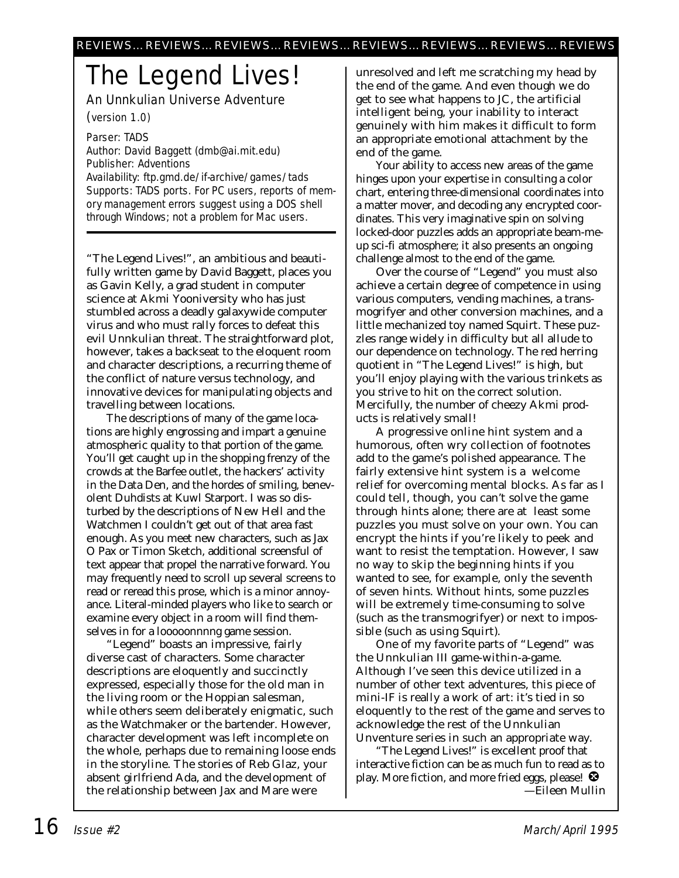# The Legend Lives!

*An Unnkulian Universe Adventure*

*(version 1.0)*

*Parser: TADS*
*Author: David Baggett (dmb@ai.mit.edu)*
*Publisher: Adventions*
*Availability: ftp.gmd.de/if-archive/games/tads*
*Supports: TADS ports. For PC users, reports of memory management errors suggest using a DOS shell through Windows; not a problem for Mac users.*

---

"The Legend Lives!", an ambitious and beautifully written game by David Baggett, places you as Gavin Kelly, a grad student in computer science at Akmi Yooniversity who has just stumbled across a deadly galaxywide computer virus and who must rally forces to defeat this evil Unnkulian threat. The straightforward plot, however, takes a backseat to the eloquent room and character descriptions, a recurring theme of the conflict of nature versus technology, and innovative devices for manipulating objects and travelling between locations.

The descriptions of many of the game locations are highly engrossing and impart a genuine atmospheric quality to that portion of the game. You'll get caught up in the shopping frenzy of the crowds at the Barfee outlet, the hackers' activity in the Data Den, and the hordes of smiling, benevolent Duhdists at Kuwl Starport. I was so disturbed by the descriptions of New Hell and the Watchmen I couldn't get out of that area fast enough. As you meet new characters, such as Jax O Pax or Timon Sketch, additional screensful of text appear that propel the narrative forward. You may frequently need to scroll up several screens to read or reread this prose, which is a minor annoyance. Literal-minded players who like to search or examine every object in a room will find themselves in for a looooonnnng game session.

"Legend" boasts an impressive, fairly diverse cast of characters. Some character descriptions are eloquently and succinctly expressed, especially those for the old man in the living room or the Hoppian salesman, while others seem deliberately enigmatic, such as the Watchmaker or the bartender. However, character development was left incomplete on the whole, perhaps due to remaining loose ends in the storyline. The stories of Reb Glaz, your absent girlfriend Ada, and the development of the relationship between Jax and Mare were unresolved and left me scratching my head by the end of the game. And even though we do get to see what happens to JC, the artificial intelligent being, your inability to interact genuinely with him makes it difficult to form an appropriate emotional attachment by the end of the game.

Your ability to access new areas of the game hinges upon your expertise in consulting a color chart, entering three-dimensional coordinates into a matter mover, and decoding any encrypted coordinates. This very imaginative spin on solving locked-door puzzles adds an appropriate beam-me-up sci-fi atmosphere; it also presents an ongoing challenge almost to the end of the game.

Over the course of "Legend" you must also achieve a certain degree of competence in using various computers, vending machines, a transmogrifyer and other conversion machines, and a little mechanized toy named Squirt. These puzzles range widely in difficulty but all allude to our dependence on technology. The red herring quotient in "The Legend Lives!" is high, but you'll enjoy playing with the various trinkets as you strive to hit on the correct solution. Mercifully, the number of cheezy Akmi products is relatively small!

A progressive online hint system and a humorous, often wry collection of footnotes add to the game's polished appearance. The fairly extensive hint system is a welcome relief for overcoming mental blocks. As far as I could tell, though, you can't solve the game through hints alone; there are at least some puzzles you must solve on your own. You can encrypt the hints if you're likely to peek and want to resist the temptation. However, I saw no way to skip the beginning hints if you wanted to see, for example, only the seventh of seven hints. Without hints, some puzzles will be extremely time-consuming to solve (such as the transmogrifyer) or next to impossible (such as using Squirt).

One of my favorite parts of "Legend" was the Unnkulian III game-within-a-game. Although I've seen this device utilized in a number of other text adventures, this piece of mini-IF is really a work of art: it's tied in so eloquently to the rest of the game and serves to acknowledge the rest of the Unnkulian Unventure series in such an appropriate way.

"The Legend Lives!" is excellent proof that interactive fiction can be as much fun to read as to play. More fiction, and more fried eggs, please!

—Eileen Mullin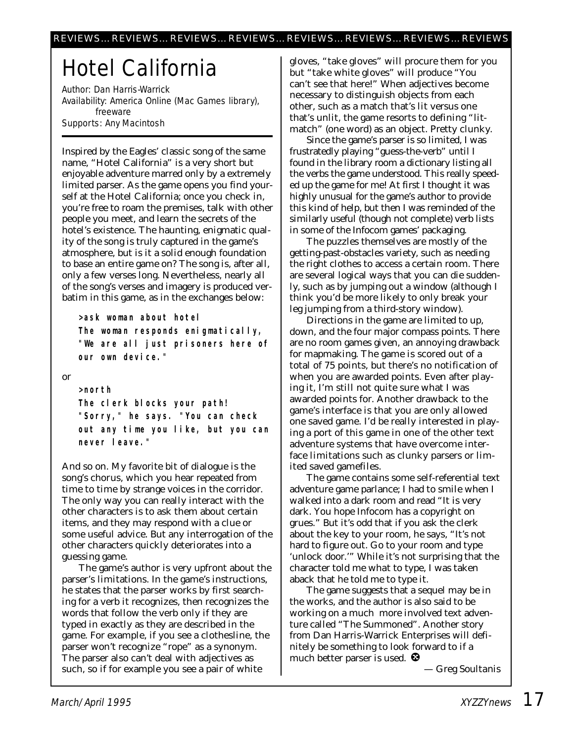# Hotel California

*Author: Dan Harris-Warrick*
*Availability: America Online (Mac Games library), freeware*
*Supports: Any Macintosh*

Inspired by the Eagles' classic song of the same name, "Hotel California" is a very short but enjoyable adventure marred only by a extremely limited parser. As the game opens you find yourself at the Hotel California; once you check in, you're free to roam the premises, talk with other people you meet, and learn the secrets of the hotel's existence. The haunting, enigmatic quality of the song is truly captured in the game's atmosphere, but is it a solid enough foundation to base an entire game on? The song is, after all, only a few verses long. Nevertheless, nearly all of the song's verses and imagery is produced verbatim in this game, as in the exchanges below:

```
>ask woman about hotel
The woman responds enigmatically,
"We are all just prisoners here of
our own device."
```

or

```
>north
The clerk blocks your path!
"Sorry," he says. "You can check
out any time you like, but you can
never leave."
```

And so on. My favorite bit of dialogue is the song's chorus, which you hear repeated from time to time by strange voices in the corridor. The only way you can really interact with the other characters is to ask them about certain items, and they may respond with a clue or some useful advice. But any interrogation of the other characters quickly deteriorates into a guessing game.

The game's author is very upfront about the parser's limitations. In the game's instructions, he states that the parser works by first searching for a verb it recognizes, then recognizes the words that follow the verb only if they are typed in exactly as they are described in the game. For example, if you see a clothesline, the parser won't recognize "rope" as a synonym. The parser also can't deal with adjectives as such, so if for example you see a pair of white gloves, "take gloves" will procure them for you but "take white gloves" will produce "You can't see that here!" When adjectives become necessary to distinguish objects from each other, such as a match that's lit versus one that's unlit, the game resorts to defining "litmatch" (one word) as an object. Pretty clunky.

Since the game's parser is so limited, I was frustratedly playing "guess-the-verb" until I found in the library room a dictionary listing all the verbs the game understood. This really speeded up the game for me! At first I thought it was highly unusual for the game's author to provide this kind of help, but then I was reminded of the similarly useful (though not complete) verb lists in some of the Infocom games' packaging.

The puzzles themselves are mostly of the getting-past-obstacles variety, such as needing the right clothes to access a certain room. There are several logical ways that you can die suddenly, such as by jumping out a window (although I think you'd be more likely to only break your leg jumping from a third-story window).

Directions in the game are limited to up, down, and the four major compass points. There are no room games given, an annoying drawback for mapmaking. The game is scored out of a total of 75 points, but there's no notification of when you are awarded points. Even after playing it, I'm still not quite sure what I was awarded points for. Another drawback to the game's interface is that you are only allowed one saved game. I'd be really interested in playing a port of this game in one of the other text adventure systems that have overcome interface limitations such as clunky parsers or limited saved gamefiles.

The game contains some self-referential text adventure game parlance; I had to smile when I walked into a dark room and read "It is very dark. You hope Infocom has a copyright on grues." But it's odd that if you ask the clerk about the key to your room, he says, "It's not hard to figure out. Go to your room and type 'unlock door.'" While it's not surprising that the character told me what to type, I was taken aback that he told me to type it.

The game suggests that a sequel may be in the works, and the author is also said to be working on a much more involved text adventure called "The Summoned". Another story from Dan Harris-Warrick Enterprises will definitely be something to look forward to if a much better parser is used.

— Greg Soultanis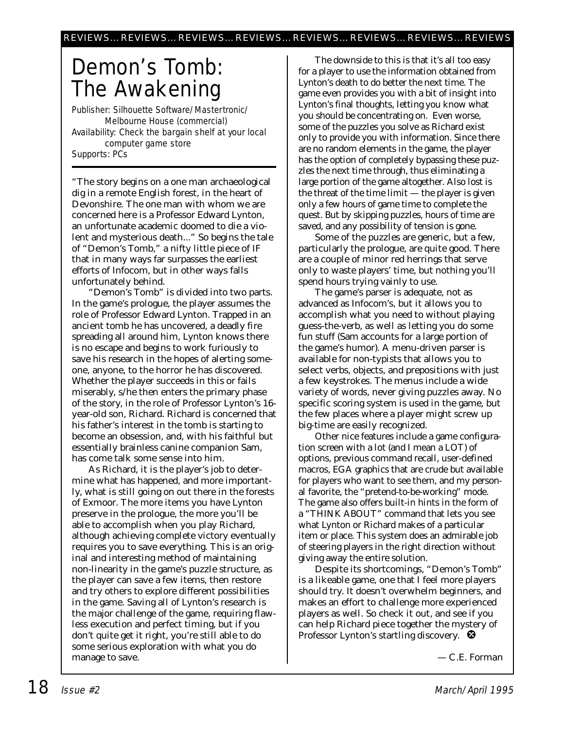# Demon's Tomb: The Awakening

*Publisher: Silhouette Software/Mastertronic/ Melbourne House (commercial)*
*Availability: Check the bargain shelf at your local computer game store*
*Supports: PCs*

"The story begins on a one man archaeological dig in a remote English forest, in the heart of Devonshire. The one man with whom we are concerned here is a Professor Edward Lynton, an unfortunate academic doomed to die a violent and mysterious death..." So begins the tale of "Demon's Tomb," a nifty little piece of IF that in many ways far surpasses the earliest efforts of Infocom, but in other ways falls unfortunately behind.

"Demon's Tomb" is divided into two parts. In the game's prologue, the player assumes the role of Professor Edward Lynton. Trapped in an ancient tomb he has uncovered, a deadly fire spreading all around him, Lynton knows there is no escape and begins to work furiously to save his research in the hopes of alerting someone, anyone, to the horror he has discovered. Whether the player succeeds in this or fails miserably, s/he then enters the primary phase of the story, in the role of Professor Lynton's 16-year-old son, Richard. Richard is concerned that his father's interest in the tomb is starting to become an obsession, and, with his faithful but essentially brainless canine companion Sam, has come talk some sense into him.

As Richard, it is the player's job to determine what has happened, and more importantly, what is still going on out there in the forests of Exmoor. The more items you have Lynton preserve in the prologue, the more you'll be able to accomplish when you play Richard, although achieving complete victory eventually requires you to save everything. This is an original and interesting method of maintaining non-linearity in the game's puzzle structure, as the player can save a few items, then restore and try others to explore different possibilities in the game. Saving all of Lynton's research is the major challenge of the game, requiring flawless execution and perfect timing, but if you don't quite get it right, you're still able to do some serious exploration with what you do manage to save.

The downside to this is that it's all too easy for a player to use the information obtained from Lynton's death to do better the next time. The game even provides you with a bit of insight into Lynton's final thoughts, letting you know what you should be concentrating on. Even worse, some of the puzzles you solve as Richard exist only to provide you with information. Since there are no random elements in the game, the player has the option of completely bypassing these puzzles the next time through, thus eliminating a large portion of the game altogether. Also lost is the threat of the time limit — the player is given only a few hours of game time to complete the quest. But by skipping puzzles, hours of time are saved, and any possibility of tension is gone.

Some of the puzzles are generic, but a few, particularly the prologue, are quite good. There are a couple of minor red herrings that serve only to waste players' time, but nothing you'll spend hours trying vainly to use.

The game's parser is adequate, not as advanced as Infocom's, but it allows you to accomplish what you need to without playing guess-the-verb, as well as letting you do some fun stuff (Sam accounts for a large portion of the game's humor). A menu-driven parser is available for non-typists that allows you to select verbs, objects, and prepositions with just a few keystrokes. The menus include a wide variety of words, never giving puzzles away. No specific scoring system is used in the game, but the few places where a player might screw up big-time are easily recognized.

Other nice features include a game configuration screen with a lot (and I mean a LOT) of options, previous command recall, user-defined macros, EGA graphics that are crude but available for players who want to see them, and my personal favorite, the "pretend-to-be-working" mode. The game also offers built-in hints in the form of a "THINK ABOUT" command that lets you see what Lynton or Richard makes of a particular item or place. This system does an admirable job of steering players in the right direction without giving away the entire solution.

Despite its shortcomings, "Demon's Tomb" is a likeable game, one that I feel more players should try. It doesn't overwhelm beginners, and makes an effort to challenge more experienced players as well. So check it out, and see if you can help Richard piece together the mystery of Professor Lynton's startling discovery.

— C.E. Forman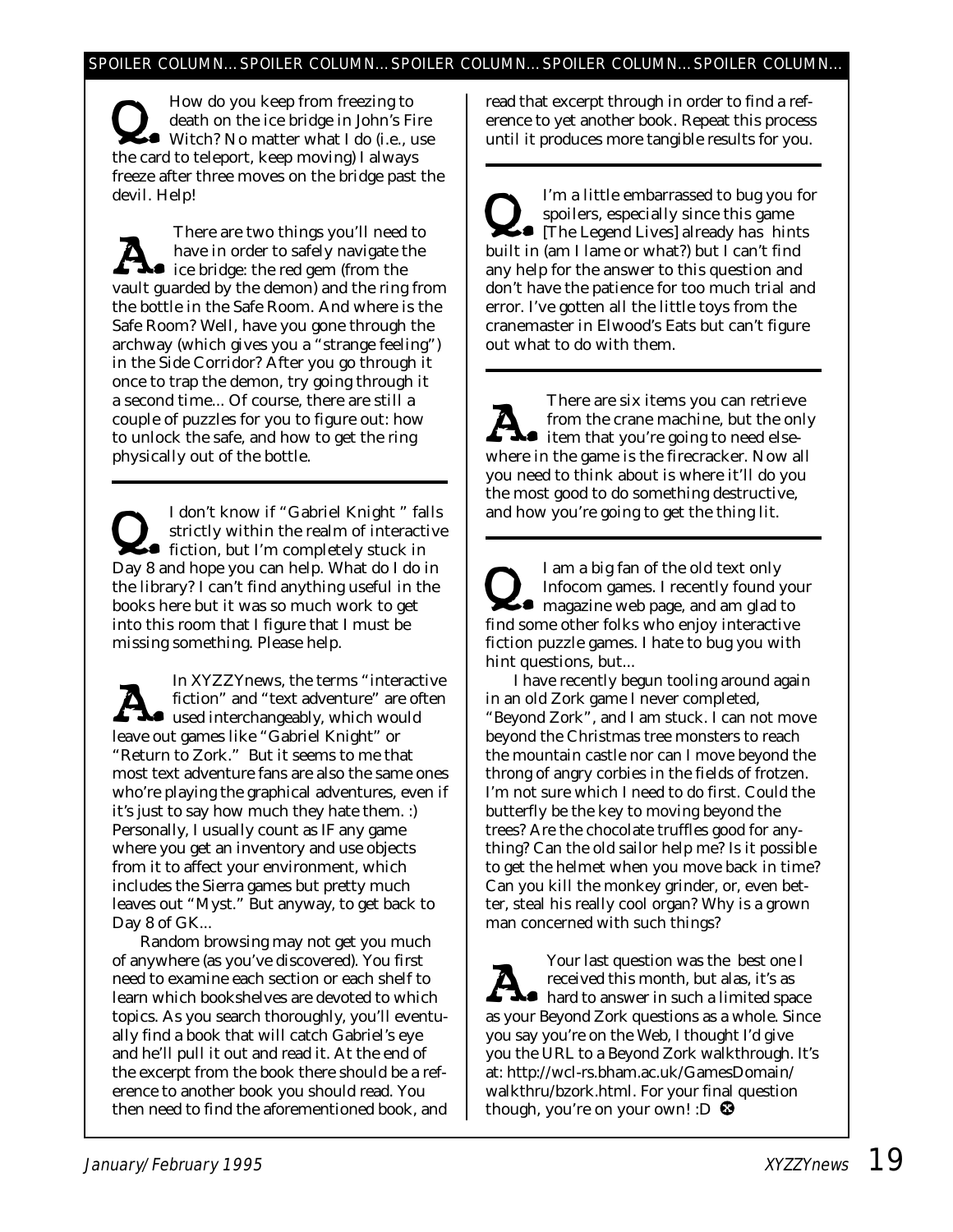SPOILER COLUMN…SPOILER COLUMN…SPOILER COLUMN…SPOILER COLUMN…SPOILER COLUMN…

**Q.** How do you keep from freezing to death on the ice bridge in John's Fire Witch? No matter what I do (i.e., use the card to teleport, keep moving) I always freeze after three moves on the bridge past the devil. Help!

**A.** There are two things you'll need to have in order to safely navigate the ice bridge: the red gem (from the vault guarded by the demon) and the ring from the bottle in the Safe Room. And where is the Safe Room? Well, have you gone through the archway (which gives you a "strange feeling") in the Side Corridor? After you go through it once to trap the demon, try going through it a second time... Of course, there are still a couple of puzzles for you to figure out: how to unlock the safe, and how to get the ring physically out of the bottle.

---

**Q.** I don't know if "Gabriel Knight " falls strictly within the realm of interactive fiction, but I'm completely stuck in Day 8 and hope you can help. What do I do in the library? I can't find anything useful in the books here but it was so much work to get into this room that I figure that I must be missing something. Please help.

**A.** In XYZZYnews, the terms "interactive fiction" and "text adventure" are often used interchangeably, which would leave out games like "Gabriel Knight" or "Return to Zork." But it seems to me that most text adventure fans are also the same ones who're playing the graphical adventures, even if it's just to say how much they hate them. :) Personally, I usually count as IF any game where you get an inventory and use objects from it to affect your environment, which includes the Sierra games but pretty much leaves out "Myst." But anyway, to get back to Day 8 of GK...

Random browsing may not get you much of anywhere (as you've discovered). You first need to examine each section or each shelf to learn which bookshelves are devoted to which topics. As you search thoroughly, you'll eventually find a book that will catch Gabriel's eye and he'll pull it out and read it. At the end of the excerpt from the book there should be a reference to another book you should read. You then need to find the aforementioned book, and read that excerpt through in order to find a reference to yet another book. Repeat this process until it produces more tangible results for you.

---

**Q.** I'm a little embarrassed to bug you for spoilers, especially since this game [The Legend Lives] already has hints built in (am I lame or what?) but I can't find any help for the answer to this question and don't have the patience for too much trial and error. I've gotten all the little toys from the cranemaster in Elwood's Eats but can't figure out what to do with them.

**A.** There are six items you can retrieve from the crane machine, but the only item that you're going to need elsewhere in the game is the firecracker. Now all you need to think about is where it'll do you the most good to do something destructive, and how you're going to get the thing lit.

---

**Q.** I am a big fan of the old text only Infocom games. I recently found your magazine web page, and am glad to find some other folks who enjoy interactive fiction puzzle games. I hate to bug you with hint questions, but...

I have recently begun tooling around again in an old Zork game I never completed, "Beyond Zork", and I am stuck. I can not move beyond the Christmas tree monsters to reach the mountain castle nor can I move beyond the throng of angry corbies in the fields of frotzen. I'm not sure which I need to do first. Could the butterfly be the key to moving beyond the trees? Are the chocolate truffles good for anything? Can the old sailor help me? Is it possible to get the helmet when you move back in time? Can you kill the monkey grinder, or, even better, steal his really cool organ? Why is a grown man concerned with such things?

**A.** Your last question was the best one I received this month, but alas, it's as hard to answer in such a limited space as your Beyond Zork questions as a whole. Since you say you're on the Web, I thought I'd give you the URL to a Beyond Zork walkthrough. It's at: http://wcl-rs.bham.ac.uk/GamesDomain/walkthru/bzork.html. For your final question though, you're on your own! :D ❂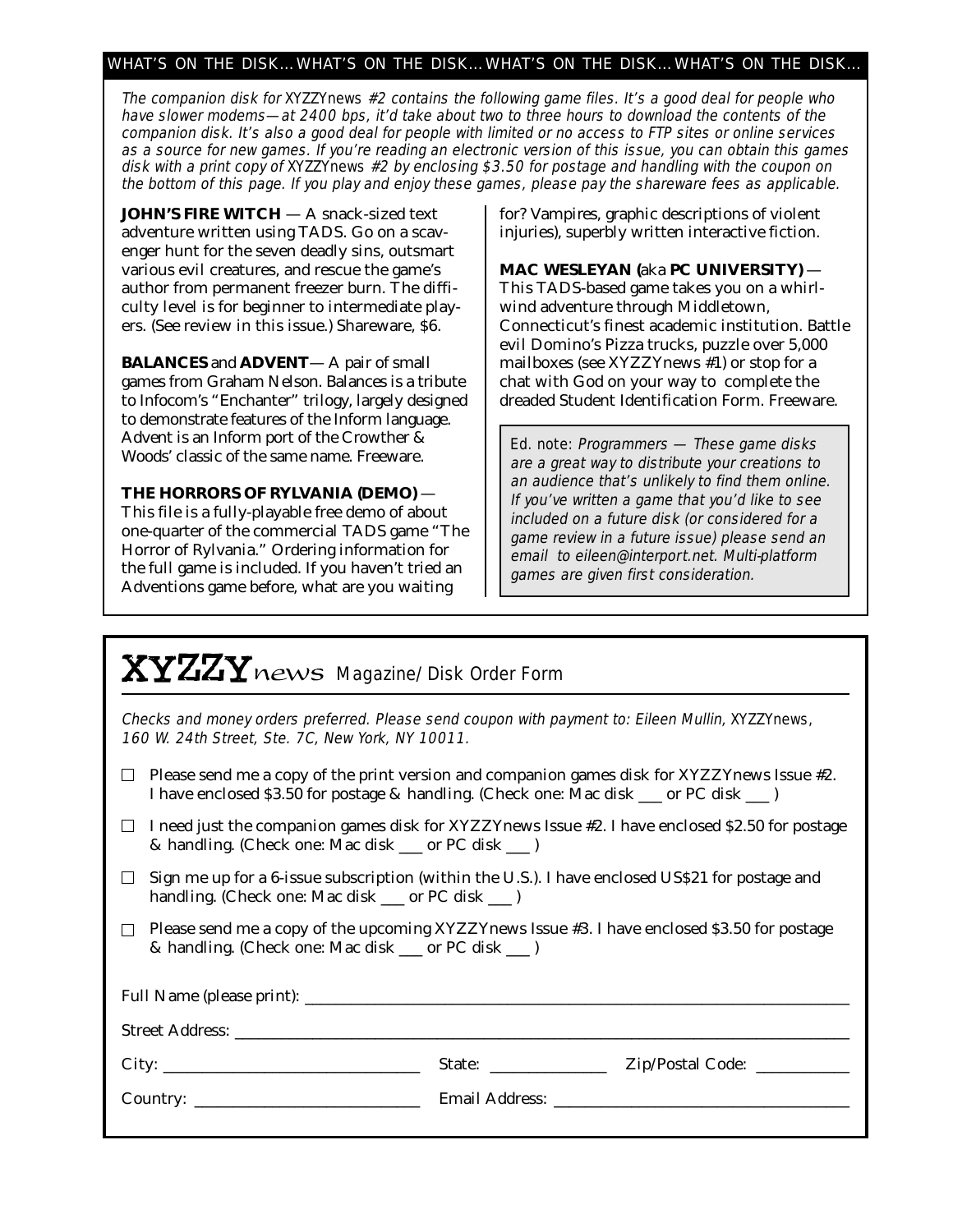## WHAT'S ON THE DISK... WHAT'S ON THE DISK... WHAT'S ON THE DISK... WHAT'S ON THE DISK...

*The companion disk for XYZZYnews #2 contains the following game files. It's a good deal for people who have slower modems—at 2400 bps, it'd take about two to three hours to download the contents of the companion disk. It's also a good deal for people with limited or no access to FTP sites or online services as a source for new games. If you're reading an electronic version of this issue, you can obtain this games disk with a print copy of XYZZYnews #2 by enclosing $3.50 for postage and handling with the coupon on the bottom of this page. If you play and enjoy these games, please pay the shareware fees as applicable.*

**JOHN'S FIRE WITCH** — A snack-sized text adventure written using TADS. Go on a scavenger hunt for the seven deadly sins, outsmart various evil creatures, and rescue the game's author from permanent freezer burn. The difficulty level is for beginner to intermediate players. (See review in this issue.) Shareware, $6.

**BALANCES** and **ADVENT** — A pair of small games from Graham Nelson. Balances is a tribute to Infocom's "Enchanter" trilogy, largely designed to demonstrate features of the Inform language. Advent is an Inform port of the Crowther & Woods' classic of the same name. Freeware.

**THE HORRORS OF RYLVANIA (DEMO)** — This file is a fully-playable free demo of about one-quarter of the commercial TADS game "The Horror of Rylvania." Ordering information for the full game is included. If you haven't tried an Adventions game before, what are you waiting for? Vampires, graphic descriptions of violent injuries), superbly written interactive fiction.

**MAC WESLEYAN (**aka **PC UNIVERSITY)** — This TADS-based game takes you on a whirlwind adventure through Middletown, Connecticut's finest academic institution. Battle evil Domino's Pizza trucks, puzzle over 5,000 mailboxes (see XYZZYnews #1) or stop for a chat with God on your way to complete the dreaded Student Identification Form. Freeware.

*Ed. note: Programmers — These game disks are a great way to distribute your creations to an audience that's unlikely to find them online. If you've written a game that you'd like to see included on a future disk (or considered for a game review in a future issue) please send an email to eileen@interport.net. Multi-platform games are given first consideration.*

## XYZZY*news* Magazine/Disk Order Form

*Checks and money orders preferred. Please send coupon with payment to: Eileen Mullin, XYZZYnews, 160 W. 24th Street, Ste. 7C, New York, NY 10011.*

- ☐ Please send me a copy of the print version and companion games disk for XYZZYnews Issue #2. I have enclosed $3.50 for postage & handling. (Check one: Mac disk ___ or PC disk ___ )
- ☐ I need just the companion games disk for XYZZYnews Issue #2. I have enclosed $2.50 for postage & handling. (Check one: Mac disk ___ or PC disk ___ )
- ☐ Sign me up for a 6-issue subscription (within the U.S.). I have enclosed US$21 for postage and handling. (Check one: Mac disk ___ or PC disk ___ )
- ☐ Please send me a copy of the upcoming XYZZYnews Issue #3. I have enclosed $3.50 for postage & handling. (Check one: Mac disk ___ or PC disk ___ )

Full Name (please print): ____________________

Street Address: ____________________

City: ____________________ State: __________ Zip/Postal Code: __________

Country: ____________________ Email Address: ____________________